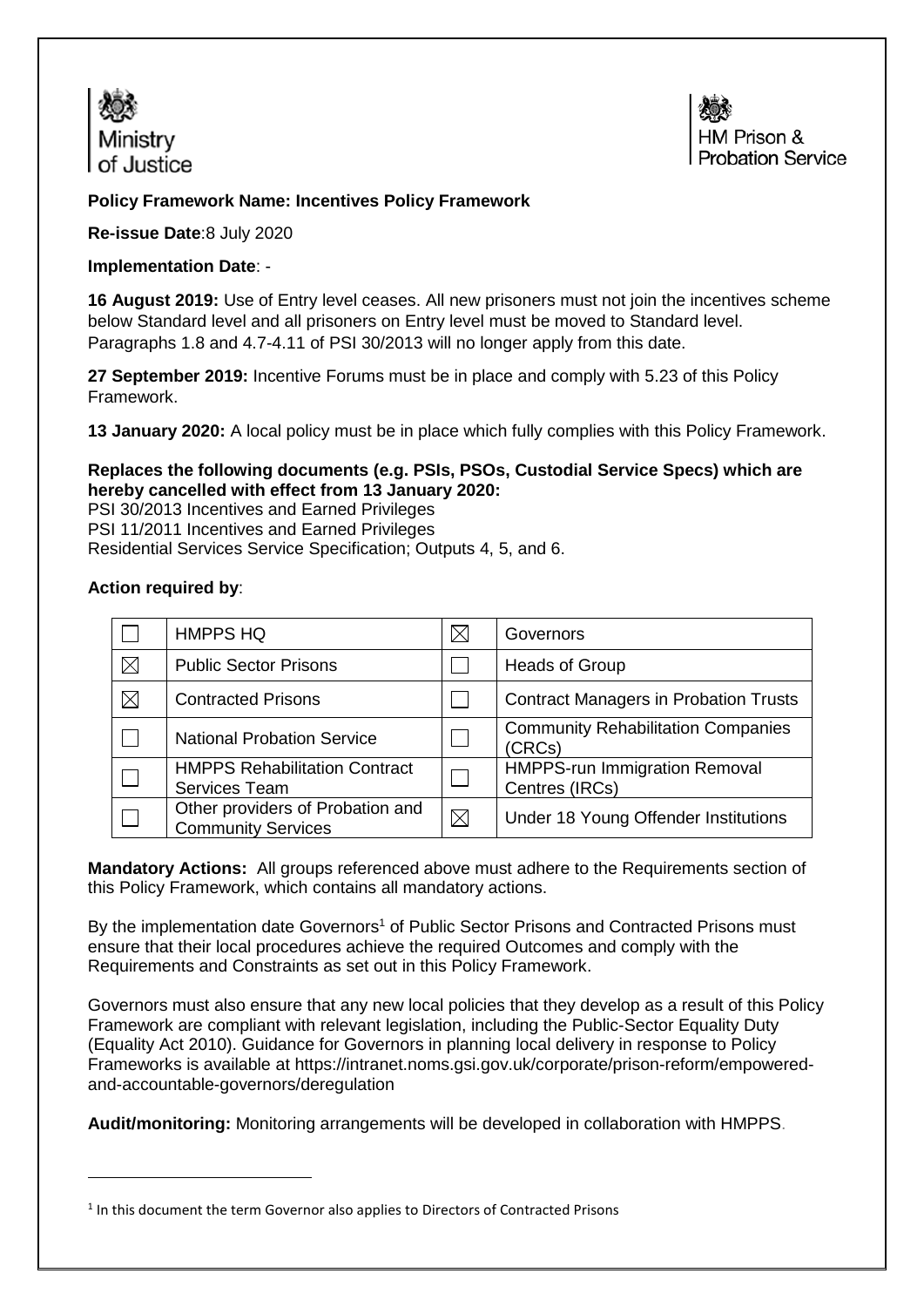Ministry of Justice

HM Prison & Probation Service

**Policy Framework Name: Incentives Policy Framework**

**Re-issue Date**:8 July 2020

**Implementation Date**: -

**16 August 2019:** Use of Entry level ceases. All new prisoners must not join the incentives scheme below Standard level and all prisoners on Entry level must be moved to Standard level. Paragraphs 1.8 and 4.7-4.11 of PSI 30/2013 will no longer apply from this date.

**27 September 2019:** Incentive Forums must be in place and comply with 5.23 of this Policy Framework.

**13 January 2020:** A local policy must be in place which fully complies with this Policy Framework.

**Replaces the following documents (e.g. PSIs, PSOs, Custodial Service Specs) which are hereby cancelled with effect from 13 January 2020:**

PSI 30/2013 Incentives and Earned Privileges
PSI 11/2011 Incentives and Earned Privileges
Residential Services Service Specification; Outputs 4, 5, and 6.

**Action required by**:

| | | | |
|---|---|---|---|
| ☐ | HMPPS HQ | ☒ | Governors |
| ☒ | Public Sector Prisons | ☐ | Heads of Group |
| ☒ | Contracted Prisons | ☐ | Contract Managers in Probation Trusts |
| ☐ | National Probation Service | ☐ | Community Rehabilitation Companies (CRCs) |
| ☐ | HMPPS Rehabilitation Contract Services Team | ☐ | HMPPS-run Immigration Removal Centres (IRCs) |
| ☐ | Other providers of Probation and Community Services | ☒ | Under 18 Young Offender Institutions |

**Mandatory Actions:** All groups referenced above must adhere to the Requirements section of this Policy Framework, which contains all mandatory actions.

By the implementation date Governors[1] of Public Sector Prisons and Contracted Prisons must ensure that their local procedures achieve the required Outcomes and comply with the Requirements and Constraints as set out in this Policy Framework.

Governors must also ensure that any new local policies that they develop as a result of this Policy Framework are compliant with relevant legislation, including the Public-Sector Equality Duty (Equality Act 2010). Guidance for Governors in planning local delivery in response to Policy Frameworks is available at https://intranet.noms.gsi.gov.uk/corporate/prison-reform/empowered-and-accountable-governors/deregulation

**Audit/monitoring:** Monitoring arrangements will be developed in collaboration with HMPPS.

[1] In this document the term Governor also applies to Directors of Contracted Prisons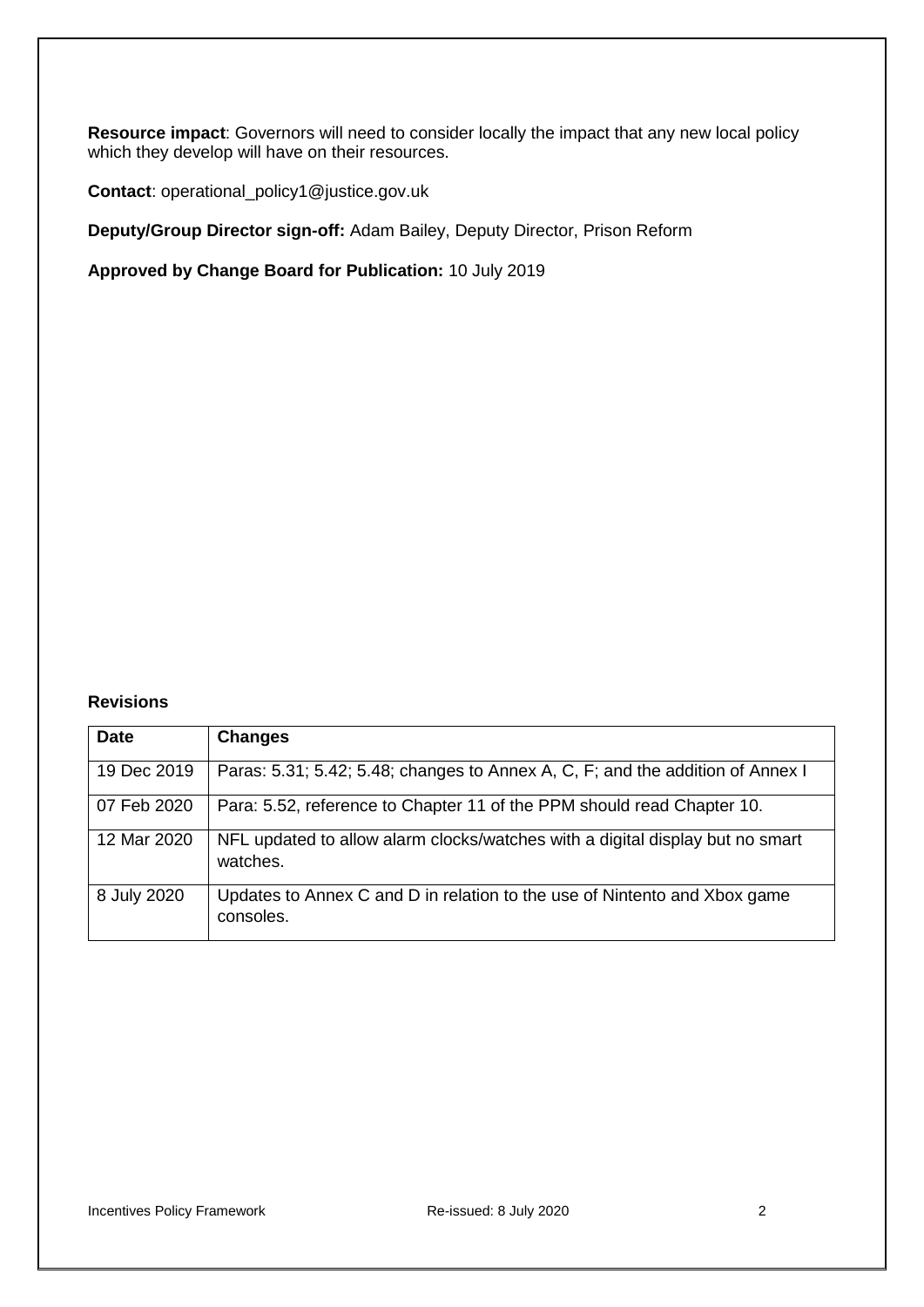**Resource impact**: Governors will need to consider locally the impact that any new local policy which they develop will have on their resources.

**Contact**: operational_policy1@justice.gov.uk

**Deputy/Group Director sign-off:** Adam Bailey, Deputy Director, Prison Reform

**Approved by Change Board for Publication:** 10 July 2019

**Revisions**

| Date | Changes |
| --- | --- |
| 19 Dec 2019 | Paras: 5.31; 5.42; 5.48; changes to Annex A, C, F; and the addition of Annex I |
| 07 Feb 2020 | Para: 5.52, reference to Chapter 11 of the PPM should read Chapter 10. |
| 12 Mar 2020 | NFL updated to allow alarm clocks/watches with a digital display but no smart watches. |
| 8 July 2020 | Updates to Annex C and D in relation to the use of Nintento and Xbox game consoles. |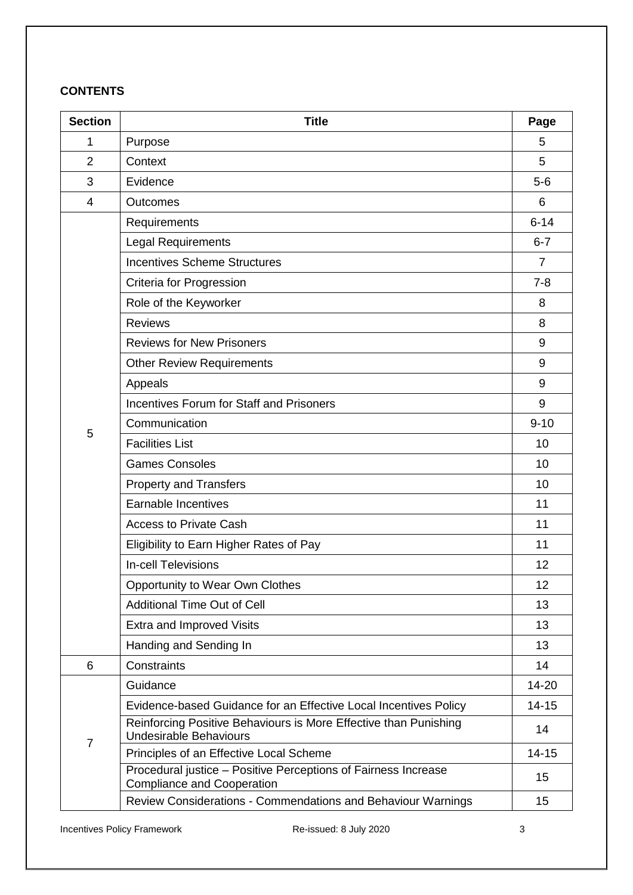**CONTENTS**

| Section | Title | Page |
| --- | --- | --- |
| 1 | Purpose | 5 |
| 2 | Context | 5 |
| 3 | Evidence | 5-6 |
| 4 | Outcomes | 6 |
| 5 | Requirements | 6-14 |
| | Legal Requirements | 6-7 |
| | Incentives Scheme Structures | 7 |
| | Criteria for Progression | 7-8 |
| | Role of the Keyworker | 8 |
| | Reviews | 8 |
| | Reviews for New Prisoners | 9 |
| | Other Review Requirements | 9 |
| | Appeals | 9 |
| | Incentives Forum for Staff and Prisoners | 9 |
| | Communication | 9-10 |
| | Facilities List | 10 |
| | Games Consoles | 10 |
| | Property and Transfers | 10 |
| | Earnable Incentives | 11 |
| | Access to Private Cash | 11 |
| | Eligibility to Earn Higher Rates of Pay | 11 |
| | In-cell Televisions | 12 |
| | Opportunity to Wear Own Clothes | 12 |
| | Additional Time Out of Cell | 13 |
| | Extra and Improved Visits | 13 |
| | Handing and Sending In | 13 |
| 6 | Constraints | 14 |
| 7 | Guidance | 14-20 |
| | Evidence-based Guidance for an Effective Local Incentives Policy | 14-15 |
| | Reinforcing Positive Behaviours is More Effective than Punishing Undesirable Behaviours | 14 |
| | Principles of an Effective Local Scheme | 14-15 |
| | Procedural justice – Positive Perceptions of Fairness Increase Compliance and Cooperation | 15 |
| | Review Considerations - Commendations and Behaviour Warnings | 15 |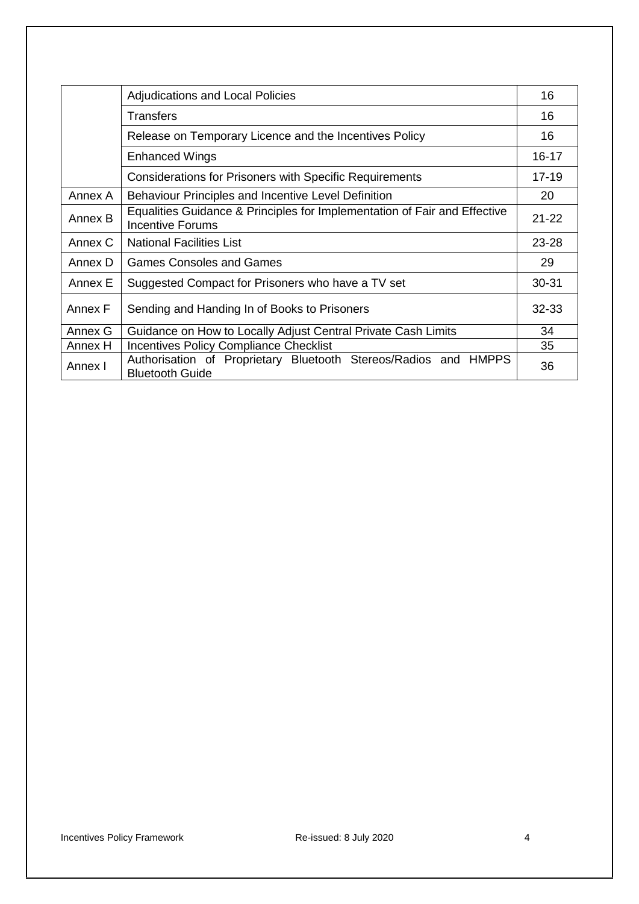| | | |
|---|---|---|
| | Adjudications and Local Policies | 16 |
| | Transfers | 16 |
| | Release on Temporary Licence and the Incentives Policy | 16 |
| | Enhanced Wings | 16-17 |
| | Considerations for Prisoners with Specific Requirements | 17-19 |
| Annex A | Behaviour Principles and Incentive Level Definition | 20 |
| Annex B | Equalities Guidance & Principles for Implementation of Fair and Effective Incentive Forums | 21-22 |
| Annex C | National Facilities List | 23-28 |
| Annex D | Games Consoles and Games | 29 |
| Annex E | Suggested Compact for Prisoners who have a TV set | 30-31 |
| Annex F | Sending and Handing In of Books to Prisoners | 32-33 |
| Annex G | Guidance on How to Locally Adjust Central Private Cash Limits | 34 |
| Annex H | Incentives Policy Compliance Checklist | 35 |
| Annex I | Authorisation of Proprietary Bluetooth Stereos/Radios and HMPPS Bluetooth Guide | 36 |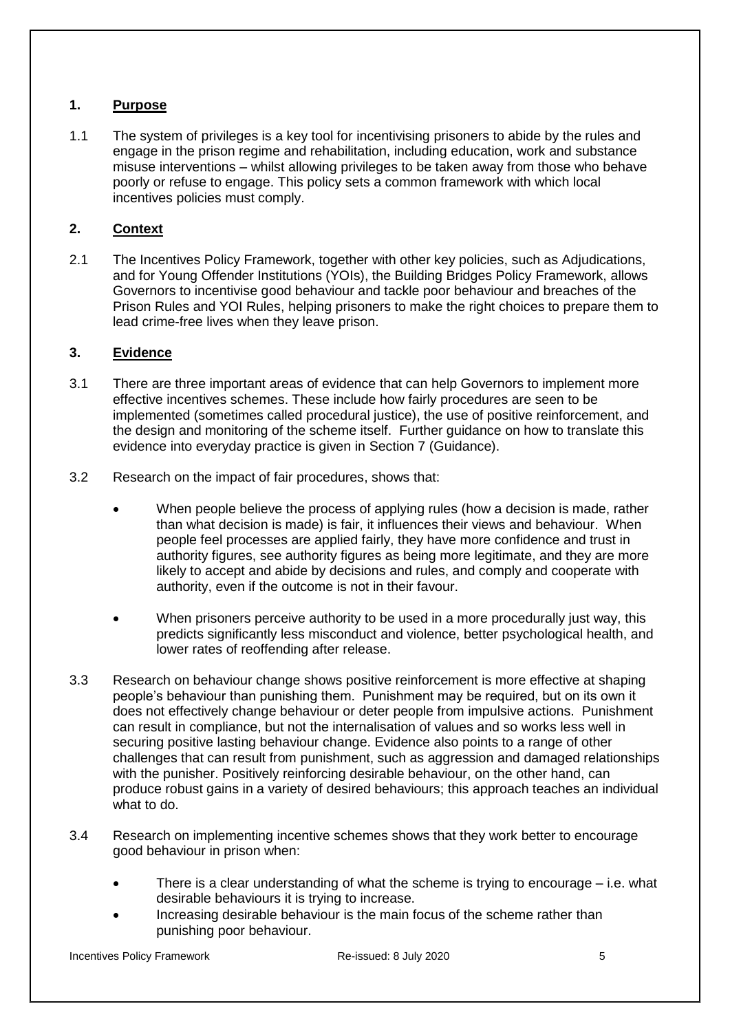## 1. Purpose

1.1 The system of privileges is a key tool for incentivising prisoners to abide by the rules and engage in the prison regime and rehabilitation, including education, work and substance misuse interventions – whilst allowing privileges to be taken away from those who behave poorly or refuse to engage. This policy sets a common framework with which local incentives policies must comply.

## 2. Context

2.1 The Incentives Policy Framework, together with other key policies, such as Adjudications, and for Young Offender Institutions (YOIs), the Building Bridges Policy Framework, allows Governors to incentivise good behaviour and tackle poor behaviour and breaches of the Prison Rules and YOI Rules, helping prisoners to make the right choices to prepare them to lead crime-free lives when they leave prison.

## 3. Evidence

3.1 There are three important areas of evidence that can help Governors to implement more effective incentives schemes. These include how fairly procedures are seen to be implemented (sometimes called procedural justice), the use of positive reinforcement, and the design and monitoring of the scheme itself. Further guidance on how to translate this evidence into everyday practice is given in Section 7 (Guidance).

3.2 Research on the impact of fair procedures, shows that:

- When people believe the process of applying rules (how a decision is made, rather than what decision is made) is fair, it influences their views and behaviour. When people feel processes are applied fairly, they have more confidence and trust in authority figures, see authority figures as being more legitimate, and they are more likely to accept and abide by decisions and rules, and comply and cooperate with authority, even if the outcome is not in their favour.
- When prisoners perceive authority to be used in a more procedurally just way, this predicts significantly less misconduct and violence, better psychological health, and lower rates of reoffending after release.

3.3 Research on behaviour change shows positive reinforcement is more effective at shaping people's behaviour than punishing them. Punishment may be required, but on its own it does not effectively change behaviour or deter people from impulsive actions. Punishment can result in compliance, but not the internalisation of values and so works less well in securing positive lasting behaviour change. Evidence also points to a range of other challenges that can result from punishment, such as aggression and damaged relationships with the punisher. Positively reinforcing desirable behaviour, on the other hand, can produce robust gains in a variety of desired behaviours; this approach teaches an individual what to do.

3.4 Research on implementing incentive schemes shows that they work better to encourage good behaviour in prison when:

- There is a clear understanding of what the scheme is trying to encourage – i.e. what desirable behaviours it is trying to increase.
- Increasing desirable behaviour is the main focus of the scheme rather than punishing poor behaviour.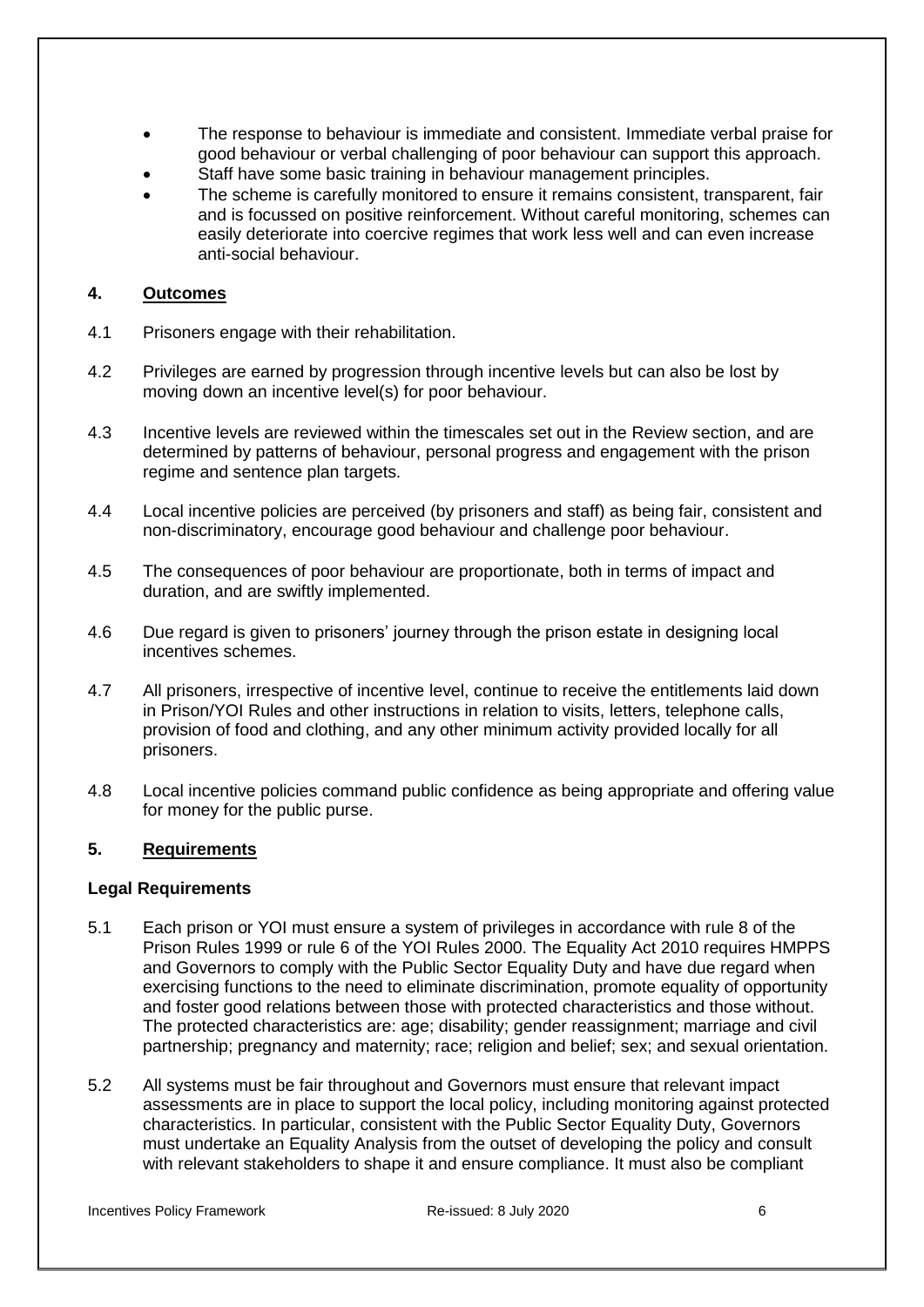- The response to behaviour is immediate and consistent. Immediate verbal praise for good behaviour or verbal challenging of poor behaviour can support this approach.
- Staff have some basic training in behaviour management principles.
- The scheme is carefully monitored to ensure it remains consistent, transparent, fair and is focussed on positive reinforcement. Without careful monitoring, schemes can easily deteriorate into coercive regimes that work less well and can even increase anti-social behaviour.

## 4. Outcomes

4.1 Prisoners engage with their rehabilitation.

4.2 Privileges are earned by progression through incentive levels but can also be lost by moving down an incentive level(s) for poor behaviour.

4.3 Incentive levels are reviewed within the timescales set out in the Review section, and are determined by patterns of behaviour, personal progress and engagement with the prison regime and sentence plan targets.

4.4 Local incentive policies are perceived (by prisoners and staff) as being fair, consistent and non-discriminatory, encourage good behaviour and challenge poor behaviour.

4.5 The consequences of poor behaviour are proportionate, both in terms of impact and duration, and are swiftly implemented.

4.6 Due regard is given to prisoners' journey through the prison estate in designing local incentives schemes.

4.7 All prisoners, irrespective of incentive level, continue to receive the entitlements laid down in Prison/YOI Rules and other instructions in relation to visits, letters, telephone calls, provision of food and clothing, and any other minimum activity provided locally for all prisoners.

4.8 Local incentive policies command public confidence as being appropriate and offering value for money for the public purse.

## 5. Requirements

### Legal Requirements

5.1 Each prison or YOI must ensure a system of privileges in accordance with rule 8 of the Prison Rules 1999 or rule 6 of the YOI Rules 2000. The Equality Act 2010 requires HMPPS and Governors to comply with the Public Sector Equality Duty and have due regard when exercising functions to the need to eliminate discrimination, promote equality of opportunity and foster good relations between those with protected characteristics and those without. The protected characteristics are: age; disability; gender reassignment; marriage and civil partnership; pregnancy and maternity; race; religion and belief; sex; and sexual orientation.

5.2 All systems must be fair throughout and Governors must ensure that relevant impact assessments are in place to support the local policy, including monitoring against protected characteristics. In particular, consistent with the Public Sector Equality Duty, Governors must undertake an Equality Analysis from the outset of developing the policy and consult with relevant stakeholders to shape it and ensure compliance. It must also be compliant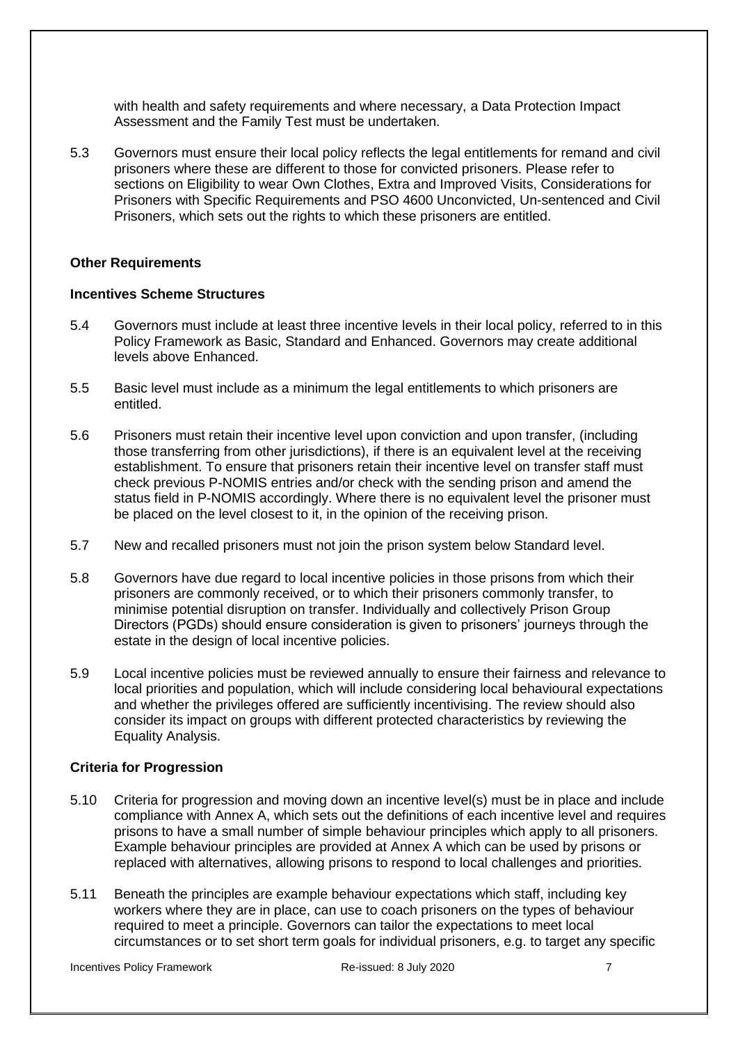with health and safety requirements and where necessary, a Data Protection Impact Assessment and the Family Test must be undertaken.

5.3 Governors must ensure their local policy reflects the legal entitlements for remand and civil prisoners where these are different to those for convicted prisoners. Please refer to sections on Eligibility to wear Own Clothes, Extra and Improved Visits, Considerations for Prisoners with Specific Requirements and PSO 4600 Unconvicted, Un-sentenced and Civil Prisoners, which sets out the rights to which these prisoners are entitled.

**Other Requirements**

**Incentives Scheme Structures**

5.4 Governors must include at least three incentive levels in their local policy, referred to in this Policy Framework as Basic, Standard and Enhanced. Governors may create additional levels above Enhanced.

5.5 Basic level must include as a minimum the legal entitlements to which prisoners are entitled.

5.6 Prisoners must retain their incentive level upon conviction and upon transfer, (including those transferring from other jurisdictions), if there is an equivalent level at the receiving establishment. To ensure that prisoners retain their incentive level on transfer staff must check previous P-NOMIS entries and/or check with the sending prison and amend the status field in P-NOMIS accordingly. Where there is no equivalent level the prisoner must be placed on the level closest to it, in the opinion of the receiving prison.

5.7 New and recalled prisoners must not join the prison system below Standard level.

5.8 Governors have due regard to local incentive policies in those prisons from which their prisoners are commonly received, or to which their prisoners commonly transfer, to minimise potential disruption on transfer. Individually and collectively Prison Group Directors (PGDs) should ensure consideration is given to prisoners' journeys through the estate in the design of local incentive policies.

5.9 Local incentive policies must be reviewed annually to ensure their fairness and relevance to local priorities and population, which will include considering local behavioural expectations and whether the privileges offered are sufficiently incentivising. The review should also consider its impact on groups with different protected characteristics by reviewing the Equality Analysis.

**Criteria for Progression**

5.10 Criteria for progression and moving down an incentive level(s) must be in place and include compliance with Annex A, which sets out the definitions of each incentive level and requires prisons to have a small number of simple behaviour principles which apply to all prisoners. Example behaviour principles are provided at Annex A which can be used by prisons or replaced with alternatives, allowing prisons to respond to local challenges and priorities.

5.11 Beneath the principles are example behaviour expectations which staff, including key workers where they are in place, can use to coach prisoners on the types of behaviour required to meet a principle. Governors can tailor the expectations to meet local circumstances or to set short term goals for individual prisoners, e.g. to target any specific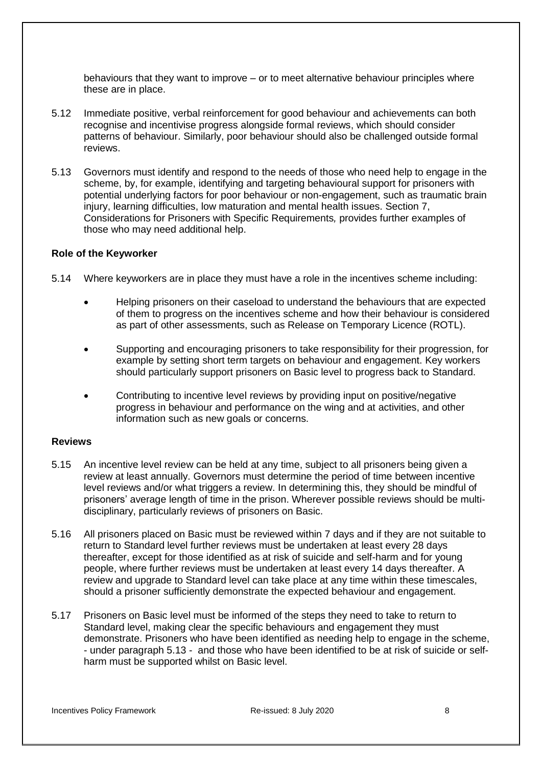behaviours that they want to improve – or to meet alternative behaviour principles where these are in place.

5.12 Immediate positive, verbal reinforcement for good behaviour and achievements can both recognise and incentivise progress alongside formal reviews, which should consider patterns of behaviour. Similarly, poor behaviour should also be challenged outside formal reviews.

5.13 Governors must identify and respond to the needs of those who need help to engage in the scheme, by, for example, identifying and targeting behavioural support for prisoners with potential underlying factors for poor behaviour or non-engagement, such as traumatic brain injury, learning difficulties, low maturation and mental health issues. Section 7, *Considerations for Prisoners with Specific Requirements,* provides further examples of those who may need additional help.

**Role of the Keyworker**

5.14 Where keyworkers are in place they must have a role in the incentives scheme including:

- Helping prisoners on their caseload to understand the behaviours that are expected of them to progress on the incentives scheme and how their behaviour is considered as part of other assessments, such as Release on Temporary Licence (ROTL).
- Supporting and encouraging prisoners to take responsibility for their progression, for example by setting short term targets on behaviour and engagement. Key workers should particularly support prisoners on Basic level to progress back to Standard.
- Contributing to incentive level reviews by providing input on positive/negative progress in behaviour and performance on the wing and at activities, and other information such as new goals or concerns.

**Reviews**

5.15 An incentive level review can be held at any time, subject to all prisoners being given a review at least annually. Governors must determine the period of time between incentive level reviews and/or what triggers a review. In determining this, they should be mindful of prisoners' average length of time in the prison. Wherever possible reviews should be multi-disciplinary, particularly reviews of prisoners on Basic.

5.16 All prisoners placed on Basic must be reviewed within 7 days and if they are not suitable to return to Standard level further reviews must be undertaken at least every 28 days thereafter, except for those identified as at risk of suicide and self-harm and for young people, where further reviews must be undertaken at least every 14 days thereafter. A review and upgrade to Standard level can take place at any time within these timescales, should a prisoner sufficiently demonstrate the expected behaviour and engagement.

5.17 Prisoners on Basic level must be informed of the steps they need to take to return to Standard level, making clear the specific behaviours and engagement they must demonstrate. Prisoners who have been identified as needing help to engage in the scheme, - under paragraph 5.13 - and those who have been identified to be at risk of suicide or self-harm must be supported whilst on Basic level.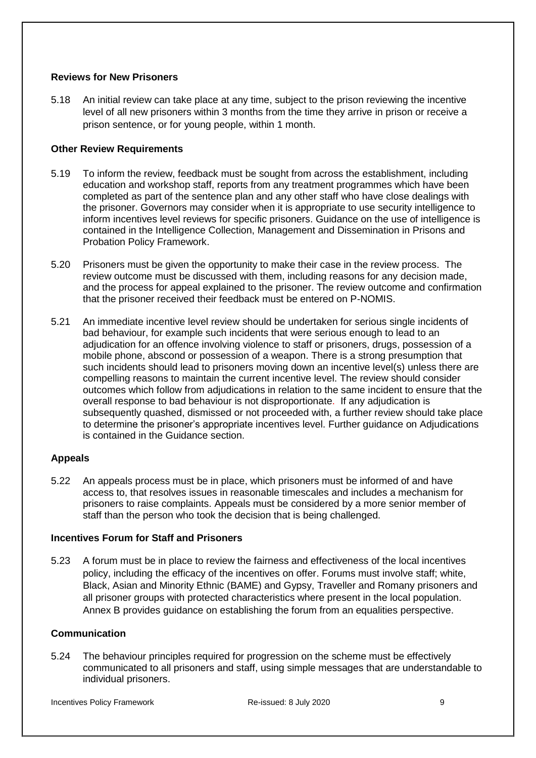### Reviews for New Prisoners

5.18 An initial review can take place at any time, subject to the prison reviewing the incentive level of all new prisoners within 3 months from the time they arrive in prison or receive a prison sentence, or for young people, within 1 month.

### Other Review Requirements

5.19 To inform the review, feedback must be sought from across the establishment, including education and workshop staff, reports from any treatment programmes which have been completed as part of the sentence plan and any other staff who have close dealings with the prisoner. Governors may consider when it is appropriate to use security intelligence to inform incentives level reviews for specific prisoners. Guidance on the use of intelligence is contained in the Intelligence Collection, Management and Dissemination in Prisons and Probation Policy Framework.

5.20 Prisoners must be given the opportunity to make their case in the review process. The review outcome must be discussed with them, including reasons for any decision made, and the process for appeal explained to the prisoner. The review outcome and confirmation that the prisoner received their feedback must be entered on P-NOMIS.

5.21 An immediate incentive level review should be undertaken for serious single incidents of bad behaviour, for example such incidents that were serious enough to lead to an adjudication for an offence involving violence to staff or prisoners, drugs, possession of a mobile phone, abscond or possession of a weapon. There is a strong presumption that such incidents should lead to prisoners moving down an incentive level(s) unless there are compelling reasons to maintain the current incentive level. The review should consider outcomes which follow from adjudications in relation to the same incident to ensure that the overall response to bad behaviour is not disproportionate. If any adjudication is subsequently quashed, dismissed or not proceeded with, a further review should take place to determine the prisoner's appropriate incentives level. Further guidance on Adjudications is contained in the Guidance section.

### Appeals

5.22 An appeals process must be in place, which prisoners must be informed of and have access to, that resolves issues in reasonable timescales and includes a mechanism for prisoners to raise complaints. Appeals must be considered by a more senior member of staff than the person who took the decision that is being challenged.

### Incentives Forum for Staff and Prisoners

5.23 A forum must be in place to review the fairness and effectiveness of the local incentives policy, including the efficacy of the incentives on offer. Forums must involve staff; white, Black, Asian and Minority Ethnic (BAME) and Gypsy, Traveller and Romany prisoners and all prisoner groups with protected characteristics where present in the local population. Annex B provides guidance on establishing the forum from an equalities perspective.

### Communication

5.24 The behaviour principles required for progression on the scheme must be effectively communicated to all prisoners and staff, using simple messages that are understandable to individual prisoners.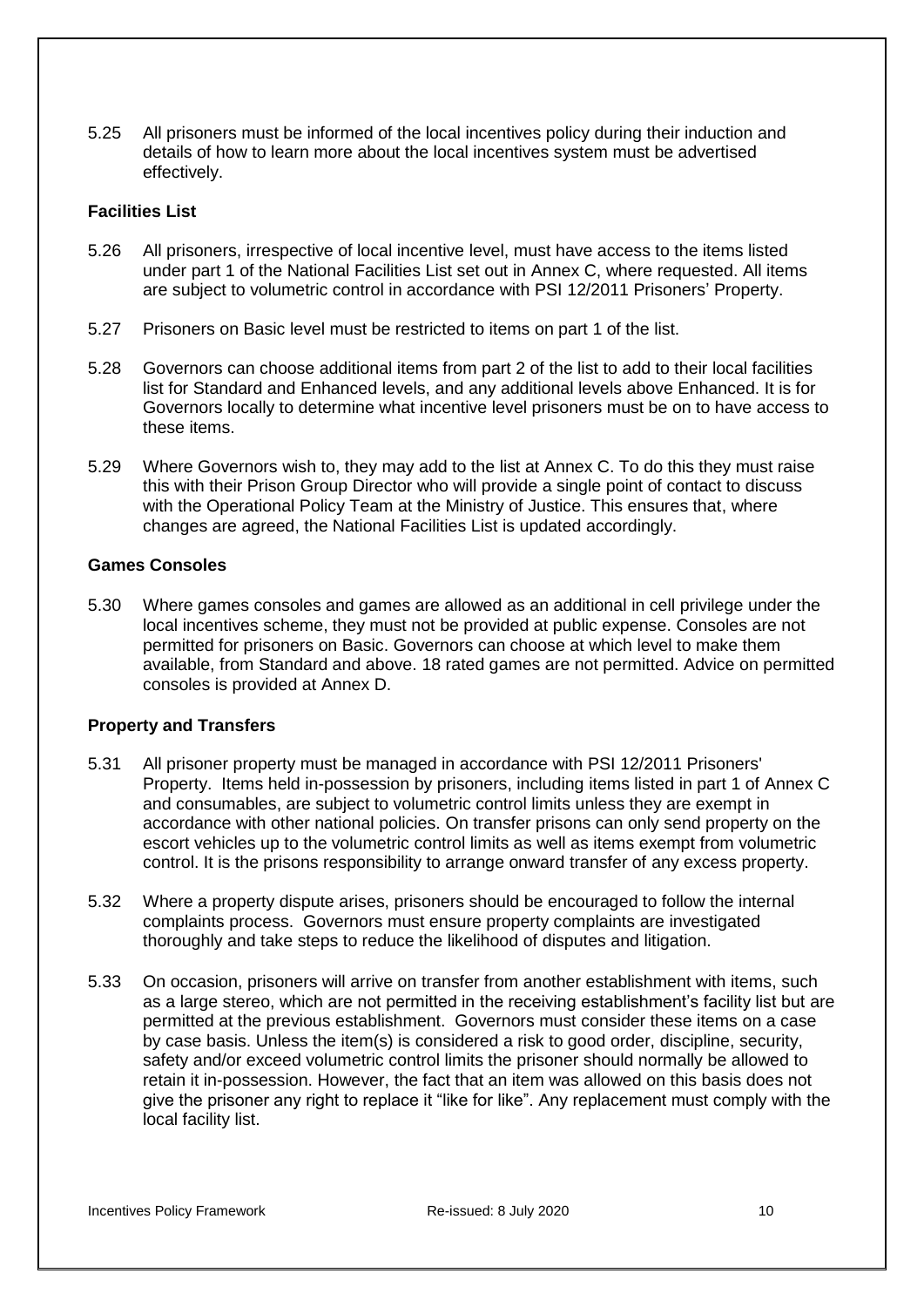5.25 All prisoners must be informed of the local incentives policy during their induction and details of how to learn more about the local incentives system must be advertised effectively.

**Facilities List**

5.26 All prisoners, irrespective of local incentive level, must have access to the items listed under part 1 of the National Facilities List set out in Annex C, where requested. All items are subject to volumetric control in accordance with PSI 12/2011 Prisoners' Property.

5.27 Prisoners on Basic level must be restricted to items on part 1 of the list.

5.28 Governors can choose additional items from part 2 of the list to add to their local facilities list for Standard and Enhanced levels, and any additional levels above Enhanced. It is for Governors locally to determine what incentive level prisoners must be on to have access to these items.

5.29 Where Governors wish to, they may add to the list at Annex C. To do this they must raise this with their Prison Group Director who will provide a single point of contact to discuss with the Operational Policy Team at the Ministry of Justice. This ensures that, where changes are agreed, the National Facilities List is updated accordingly.

**Games Consoles**

5.30 Where games consoles and games are allowed as an additional in cell privilege under the local incentives scheme, they must not be provided at public expense. Consoles are not permitted for prisoners on Basic. Governors can choose at which level to make them available, from Standard and above. 18 rated games are not permitted. Advice on permitted consoles is provided at Annex D.

**Property and Transfers**

5.31 All prisoner property must be managed in accordance with PSI 12/2011 Prisoners' Property. Items held in-possession by prisoners, including items listed in part 1 of Annex C and consumables, are subject to volumetric control limits unless they are exempt in accordance with other national policies. On transfer prisons can only send property on the escort vehicles up to the volumetric control limits as well as items exempt from volumetric control. It is the prisons responsibility to arrange onward transfer of any excess property.

5.32 Where a property dispute arises, prisoners should be encouraged to follow the internal complaints process. Governors must ensure property complaints are investigated thoroughly and take steps to reduce the likelihood of disputes and litigation.

5.33 On occasion, prisoners will arrive on transfer from another establishment with items, such as a large stereo, which are not permitted in the receiving establishment's facility list but are permitted at the previous establishment. Governors must consider these items on a case by case basis. Unless the item(s) is considered a risk to good order, discipline, security, safety and/or exceed volumetric control limits the prisoner should normally be allowed to retain it in-possession. However, the fact that an item was allowed on this basis does not give the prisoner any right to replace it "like for like". Any replacement must comply with the local facility list.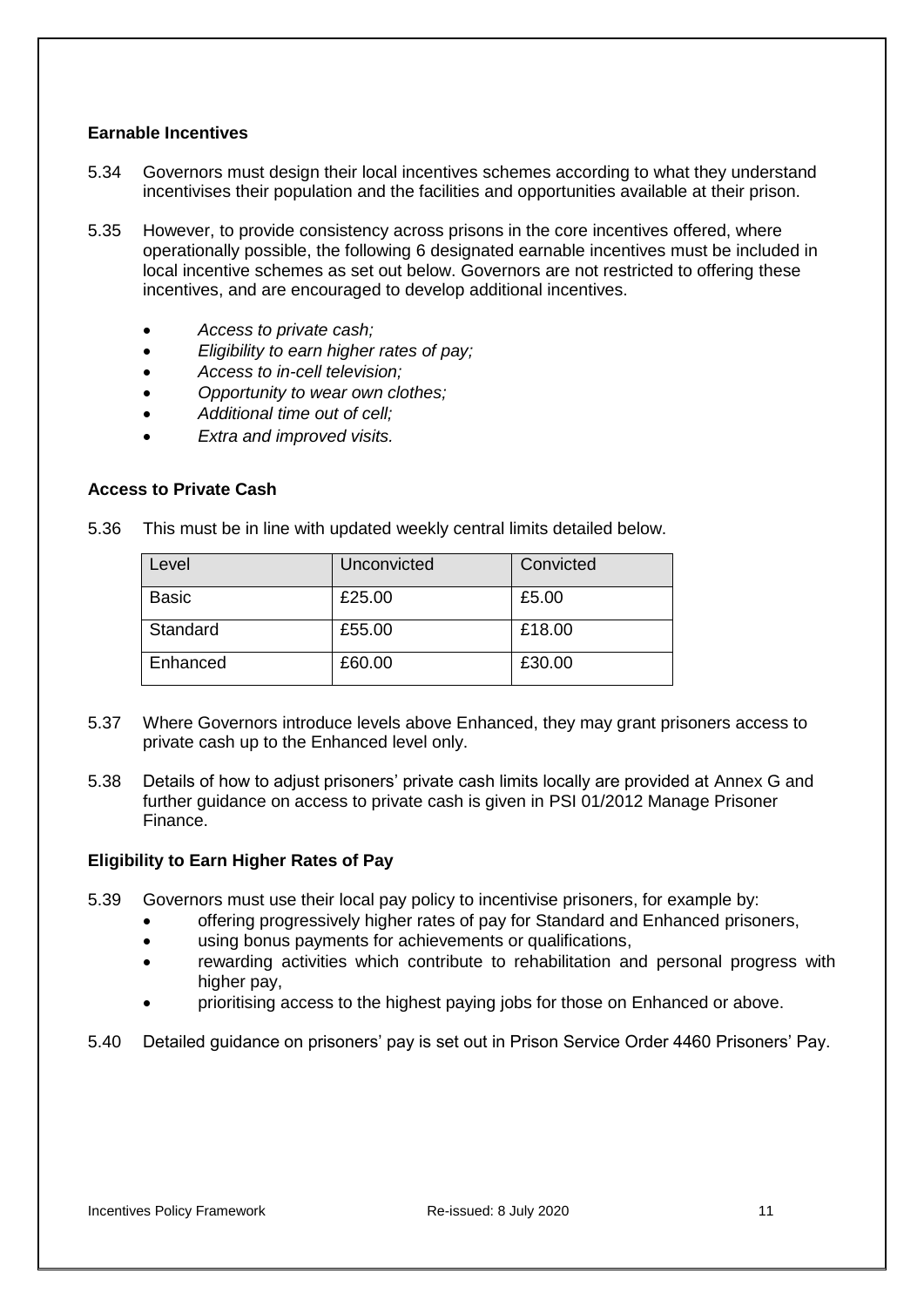### Earnable Incentives

5.34 Governors must design their local incentives schemes according to what they understand incentivises their population and the facilities and opportunities available at their prison.

5.35 However, to provide consistency across prisons in the core incentives offered, where operationally possible, the following 6 designated earnable incentives must be included in local incentive schemes as set out below. Governors are not restricted to offering these incentives, and are encouraged to develop additional incentives.

- *Access to private cash;*
- *Eligibility to earn higher rates of pay;*
- *Access to in-cell television;*
- *Opportunity to wear own clothes;*
- *Additional time out of cell;*
- *Extra and improved visits.*

### Access to Private Cash

5.36 This must be in line with updated weekly central limits detailed below.

| Level | Unconvicted | Convicted |
|---|---|---|
| Basic | £25.00 | £5.00 |
| Standard | £55.00 | £18.00 |
| Enhanced | £60.00 | £30.00 |

5.37 Where Governors introduce levels above Enhanced, they may grant prisoners access to private cash up to the Enhanced level only.

5.38 Details of how to adjust prisoners' private cash limits locally are provided at Annex G and further guidance on access to private cash is given in PSI 01/2012 Manage Prisoner Finance.

### Eligibility to Earn Higher Rates of Pay

5.39 Governors must use their local pay policy to incentivise prisoners, for example by:

- offering progressively higher rates of pay for Standard and Enhanced prisoners,
- using bonus payments for achievements or qualifications,
- rewarding activities which contribute to rehabilitation and personal progress with higher pay,
- prioritising access to the highest paying jobs for those on Enhanced or above.

5.40 Detailed guidance on prisoners' pay is set out in Prison Service Order 4460 Prisoners' Pay.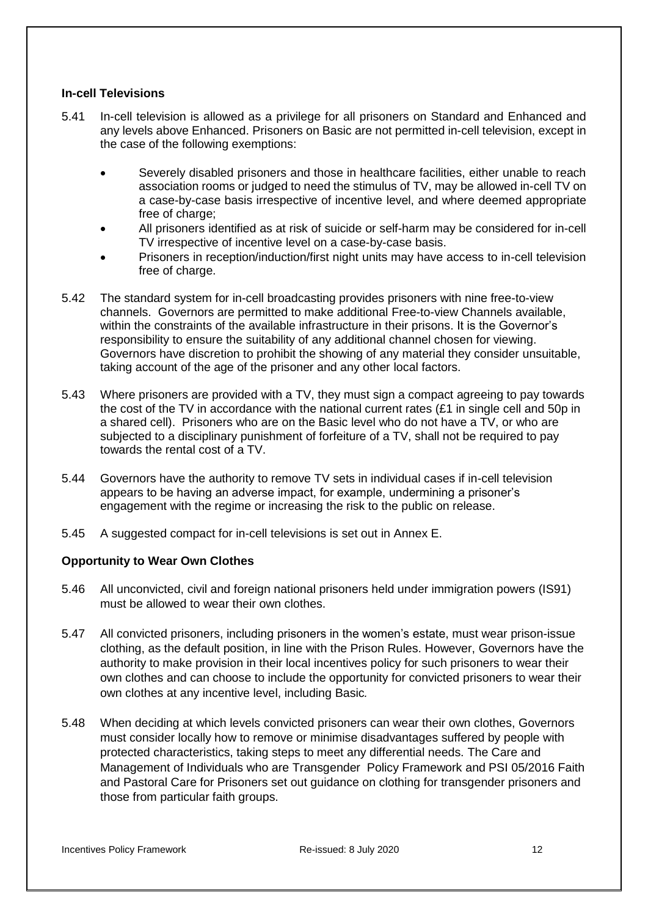### In-cell Televisions

5.41 In-cell television is allowed as a privilege for all prisoners on Standard and Enhanced and any levels above Enhanced. Prisoners on Basic are not permitted in-cell television, except in the case of the following exemptions:

- Severely disabled prisoners and those in healthcare facilities, either unable to reach association rooms or judged to need the stimulus of TV, may be allowed in-cell TV on a case-by-case basis irrespective of incentive level, and where deemed appropriate free of charge;
- All prisoners identified as at risk of suicide or self-harm may be considered for in-cell TV irrespective of incentive level on a case-by-case basis.
- Prisoners in reception/induction/first night units may have access to in-cell television free of charge.

5.42 The standard system for in-cell broadcasting provides prisoners with nine free-to-view channels. Governors are permitted to make additional Free-to-view Channels available, within the constraints of the available infrastructure in their prisons. It is the Governor's responsibility to ensure the suitability of any additional channel chosen for viewing. Governors have discretion to prohibit the showing of any material they consider unsuitable, taking account of the age of the prisoner and any other local factors.

5.43 Where prisoners are provided with a TV, they must sign a compact agreeing to pay towards the cost of the TV in accordance with the national current rates (£1 in single cell and 50p in a shared cell). Prisoners who are on the Basic level who do not have a TV, or who are subjected to a disciplinary punishment of forfeiture of a TV, shall not be required to pay towards the rental cost of a TV.

5.44 Governors have the authority to remove TV sets in individual cases if in-cell television appears to be having an adverse impact, for example, undermining a prisoner's engagement with the regime or increasing the risk to the public on release.

5.45 A suggested compact for in-cell televisions is set out in Annex E.

### Opportunity to Wear Own Clothes

5.46 All unconvicted, civil and foreign national prisoners held under immigration powers (IS91) must be allowed to wear their own clothes.

5.47 All convicted prisoners, including prisoners in the women's estate, must wear prison-issue clothing, as the default position, in line with the Prison Rules. However, Governors have the authority to make provision in their local incentives policy for such prisoners to wear their own clothes and can choose to include the opportunity for convicted prisoners to wear their own clothes at any incentive level, including Basic.

5.48 When deciding at which levels convicted prisoners can wear their own clothes, Governors must consider locally how to remove or minimise disadvantages suffered by people with protected characteristics, taking steps to meet any differential needs. The Care and Management of Individuals who are Transgender Policy Framework and PSI 05/2016 Faith and Pastoral Care for Prisoners set out guidance on clothing for transgender prisoners and those from particular faith groups.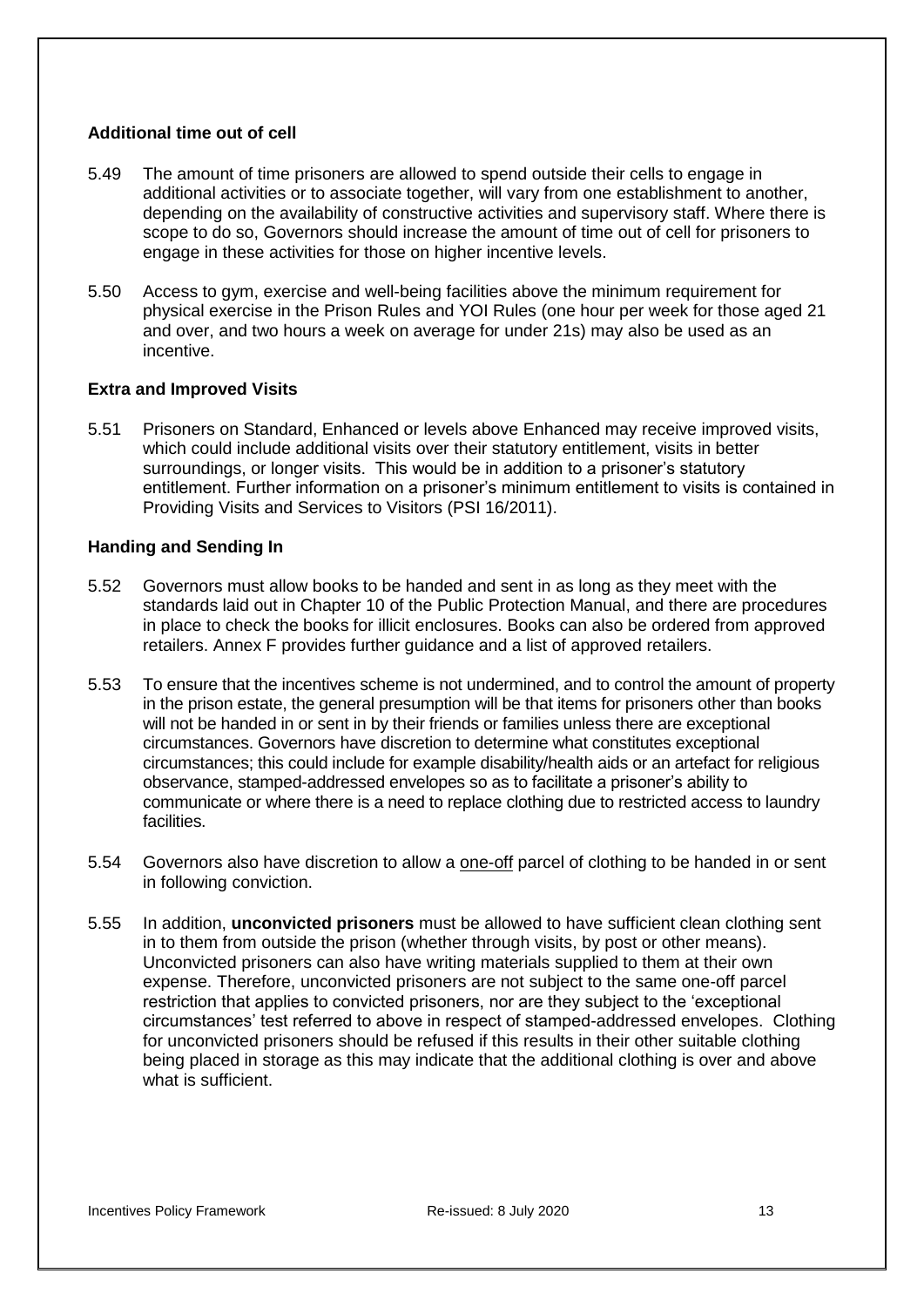**Additional time out of cell**

5.49 The amount of time prisoners are allowed to spend outside their cells to engage in additional activities or to associate together, will vary from one establishment to another, depending on the availability of constructive activities and supervisory staff. Where there is scope to do so, Governors should increase the amount of time out of cell for prisoners to engage in these activities for those on higher incentive levels.

5.50 Access to gym, exercise and well-being facilities above the minimum requirement for physical exercise in the Prison Rules and YOI Rules (one hour per week for those aged 21 and over, and two hours a week on average for under 21s) may also be used as an incentive.

**Extra and Improved Visits**

5.51 Prisoners on Standard, Enhanced or levels above Enhanced may receive improved visits, which could include additional visits over their statutory entitlement, visits in better surroundings, or longer visits. This would be in addition to a prisoner's statutory entitlement. Further information on a prisoner's minimum entitlement to visits is contained in Providing Visits and Services to Visitors (PSI 16/2011).

**Handing and Sending In**

5.52 Governors must allow books to be handed and sent in as long as they meet with the standards laid out in Chapter 10 of the Public Protection Manual, and there are procedures in place to check the books for illicit enclosures. Books can also be ordered from approved retailers. Annex F provides further guidance and a list of approved retailers.

5.53 To ensure that the incentives scheme is not undermined, and to control the amount of property in the prison estate, the general presumption will be that items for prisoners other than books will not be handed in or sent in by their friends or families unless there are exceptional circumstances. Governors have discretion to determine what constitutes exceptional circumstances; this could include for example disability/health aids or an artefact for religious observance, stamped-addressed envelopes so as to facilitate a prisoner's ability to communicate or where there is a need to replace clothing due to restricted access to laundry facilities.

5.54 Governors also have discretion to allow a one-off parcel of clothing to be handed in or sent in following conviction.

5.55 In addition, **unconvicted prisoners** must be allowed to have sufficient clean clothing sent in to them from outside the prison (whether through visits, by post or other means). Unconvicted prisoners can also have writing materials supplied to them at their own expense. Therefore, unconvicted prisoners are not subject to the same one-off parcel restriction that applies to convicted prisoners, nor are they subject to the 'exceptional circumstances' test referred to above in respect of stamped-addressed envelopes. Clothing for unconvicted prisoners should be refused if this results in their other suitable clothing being placed in storage as this may indicate that the additional clothing is over and above what is sufficient.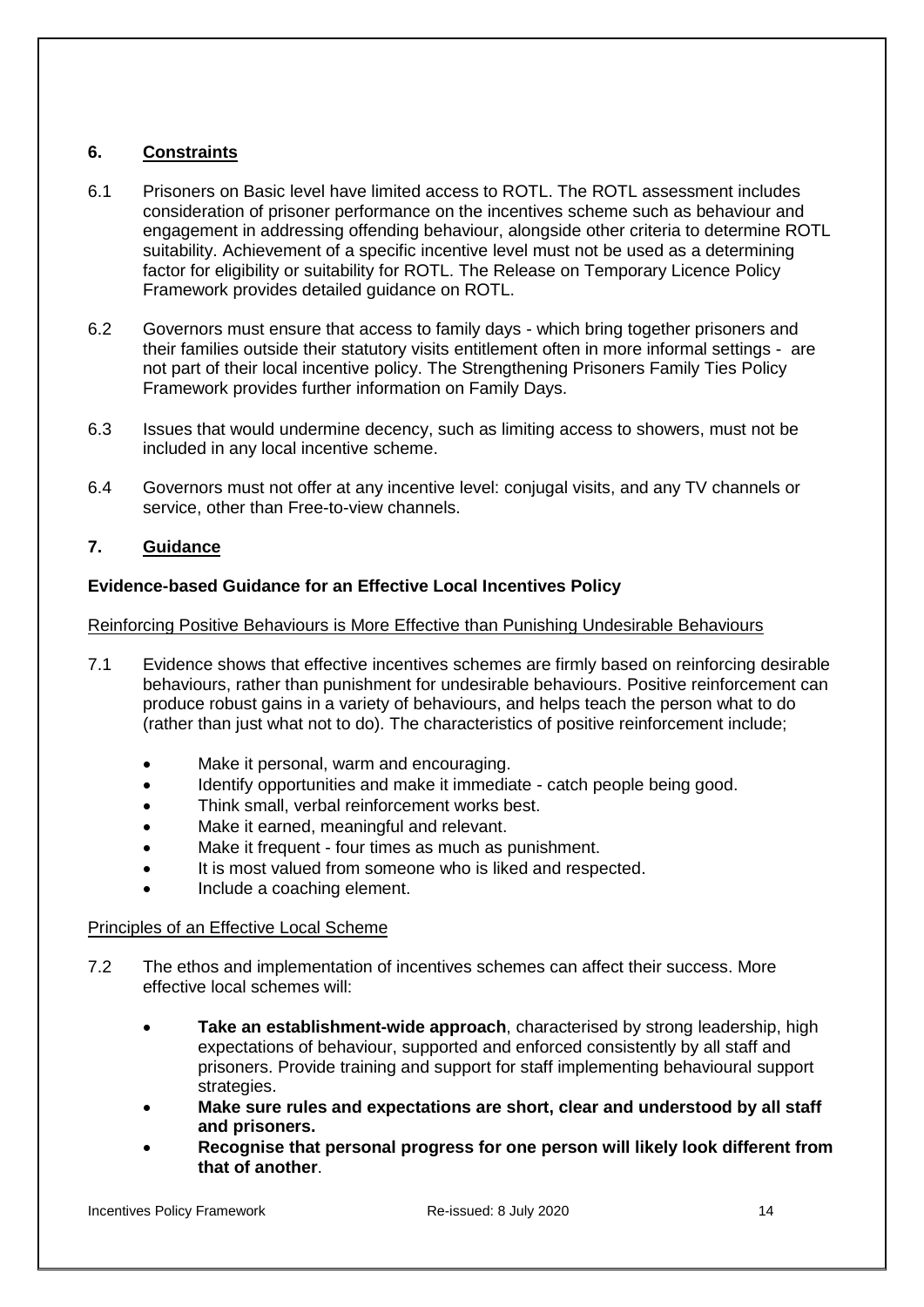## 6. Constraints

6.1 Prisoners on Basic level have limited access to ROTL. The ROTL assessment includes consideration of prisoner performance on the incentives scheme such as behaviour and engagement in addressing offending behaviour, alongside other criteria to determine ROTL suitability. Achievement of a specific incentive level must not be used as a determining factor for eligibility or suitability for ROTL. The Release on Temporary Licence Policy Framework provides detailed guidance on ROTL.

6.2 Governors must ensure that access to family days - which bring together prisoners and their families outside their statutory visits entitlement often in more informal settings - are not part of their local incentive policy. The Strengthening Prisoners Family Ties Policy Framework provides further information on Family Days.

6.3 Issues that would undermine decency, such as limiting access to showers, must not be included in any local incentive scheme.

6.4 Governors must not offer at any incentive level: conjugal visits, and any TV channels or service, other than Free-to-view channels.

## 7. Guidance

### Evidence-based Guidance for an Effective Local Incentives Policy

Reinforcing Positive Behaviours is More Effective than Punishing Undesirable Behaviours

7.1 Evidence shows that effective incentives schemes are firmly based on reinforcing desirable behaviours, rather than punishment for undesirable behaviours. Positive reinforcement can produce robust gains in a variety of behaviours, and helps teach the person what to do (rather than just what not to do). The characteristics of positive reinforcement include;

- Make it personal, warm and encouraging.
- Identify opportunities and make it immediate - catch people being good.
- Think small, verbal reinforcement works best.
- Make it earned, meaningful and relevant.
- Make it frequent - four times as much as punishment.
- It is most valued from someone who is liked and respected.
- Include a coaching element.

Principles of an Effective Local Scheme

7.2 The ethos and implementation of incentives schemes can affect their success. More effective local schemes will:

- **Take an establishment-wide approach**, characterised by strong leadership, high expectations of behaviour, supported and enforced consistently by all staff and prisoners. Provide training and support for staff implementing behavioural support strategies.
- **Make sure rules and expectations are short, clear and understood by all staff and prisoners.**
- **Recognise that personal progress for one person will likely look different from that of another**.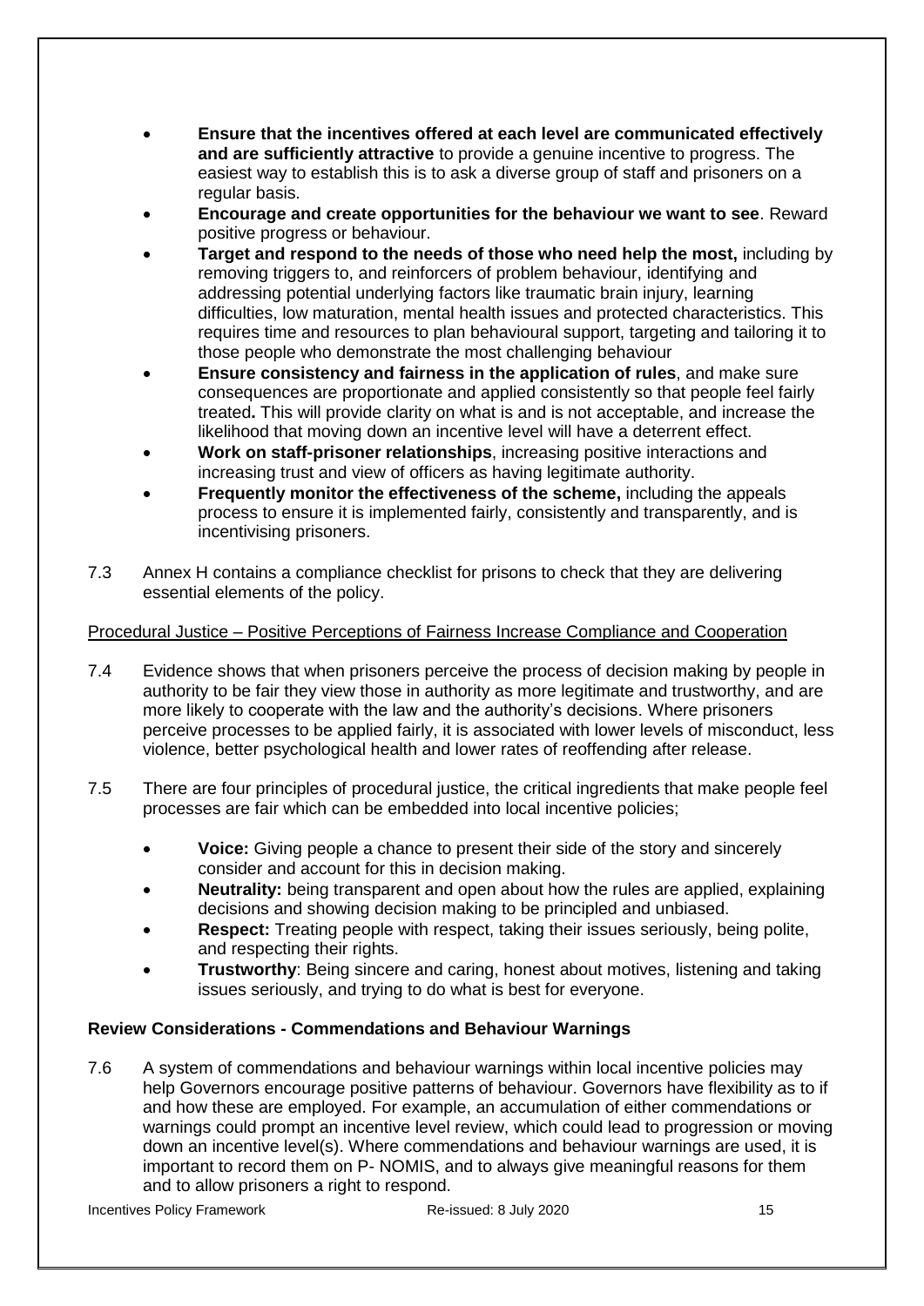- **Ensure that the incentives offered at each level are communicated effectively and are sufficiently attractive** to provide a genuine incentive to progress. The easiest way to establish this is to ask a diverse group of staff and prisoners on a regular basis.
- **Encourage and create opportunities for the behaviour we want to see**. Reward positive progress or behaviour.
- **Target and respond to the needs of those who need help the most,** including by removing triggers to, and reinforcers of problem behaviour, identifying and addressing potential underlying factors like traumatic brain injury, learning difficulties, low maturation, mental health issues and protected characteristics. This requires time and resources to plan behavioural support, targeting and tailoring it to those people who demonstrate the most challenging behaviour
- **Ensure consistency and fairness in the application of rules**, and make sure consequences are proportionate and applied consistently so that people feel fairly treated**.** This will provide clarity on what is and is not acceptable, and increase the likelihood that moving down an incentive level will have a deterrent effect.
- **Work on staff-prisoner relationships**, increasing positive interactions and increasing trust and view of officers as having legitimate authority.
- **Frequently monitor the effectiveness of the scheme,** including the appeals process to ensure it is implemented fairly, consistently and transparently, and is incentivising prisoners.

7.3 Annex H contains a compliance checklist for prisons to check that they are delivering essential elements of the policy.

Procedural Justice – Positive Perceptions of Fairness Increase Compliance and Cooperation

7.4 Evidence shows that when prisoners perceive the process of decision making by people in authority to be fair they view those in authority as more legitimate and trustworthy, and are more likely to cooperate with the law and the authority's decisions. Where prisoners perceive processes to be applied fairly, it is associated with lower levels of misconduct, less violence, better psychological health and lower rates of reoffending after release.

7.5 There are four principles of procedural justice, the critical ingredients that make people feel processes are fair which can be embedded into local incentive policies;

- **Voice:** Giving people a chance to present their side of the story and sincerely consider and account for this in decision making.
- **Neutrality:** being transparent and open about how the rules are applied, explaining decisions and showing decision making to be principled and unbiased.
- **Respect:** Treating people with respect, taking their issues seriously, being polite, and respecting their rights.
- **Trustworthy**: Being sincere and caring, honest about motives, listening and taking issues seriously, and trying to do what is best for everyone.

**Review Considerations - Commendations and Behaviour Warnings**

7.6 A system of commendations and behaviour warnings within local incentive policies may help Governors encourage positive patterns of behaviour. Governors have flexibility as to if and how these are employed. For example, an accumulation of either commendations or warnings could prompt an incentive level review, which could lead to progression or moving down an incentive level(s). Where commendations and behaviour warnings are used, it is important to record them on P- NOMIS, and to always give meaningful reasons for them and to allow prisoners a right to respond.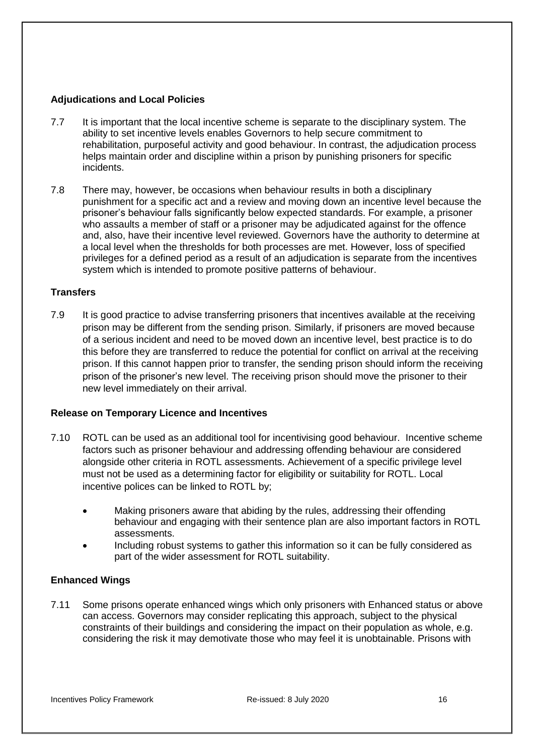### Adjudications and Local Policies

7.7 It is important that the local incentive scheme is separate to the disciplinary system. The ability to set incentive levels enables Governors to help secure commitment to rehabilitation, purposeful activity and good behaviour. In contrast, the adjudication process helps maintain order and discipline within a prison by punishing prisoners for specific incidents.

7.8 There may, however, be occasions when behaviour results in both a disciplinary punishment for a specific act and a review and moving down an incentive level because the prisoner's behaviour falls significantly below expected standards. For example, a prisoner who assaults a member of staff or a prisoner may be adjudicated against for the offence and, also, have their incentive level reviewed. Governors have the authority to determine at a local level when the thresholds for both processes are met. However, loss of specified privileges for a defined period as a result of an adjudication is separate from the incentives system which is intended to promote positive patterns of behaviour.

### Transfers

7.9 It is good practice to advise transferring prisoners that incentives available at the receiving prison may be different from the sending prison. Similarly, if prisoners are moved because of a serious incident and need to be moved down an incentive level, best practice is to do this before they are transferred to reduce the potential for conflict on arrival at the receiving prison. If this cannot happen prior to transfer, the sending prison should inform the receiving prison of the prisoner's new level. The receiving prison should move the prisoner to their new level immediately on their arrival.

### Release on Temporary Licence and Incentives

7.10 ROTL can be used as an additional tool for incentivising good behaviour. Incentive scheme factors such as prisoner behaviour and addressing offending behaviour are considered alongside other criteria in ROTL assessments. Achievement of a specific privilege level must not be used as a determining factor for eligibility or suitability for ROTL. Local incentive polices can be linked to ROTL by;

- Making prisoners aware that abiding by the rules, addressing their offending behaviour and engaging with their sentence plan are also important factors in ROTL assessments.
- Including robust systems to gather this information so it can be fully considered as part of the wider assessment for ROTL suitability.

### Enhanced Wings

7.11 Some prisons operate enhanced wings which only prisoners with Enhanced status or above can access. Governors may consider replicating this approach, subject to the physical constraints of their buildings and considering the impact on their population as whole, e.g. considering the risk it may demotivate those who may feel it is unobtainable. Prisons with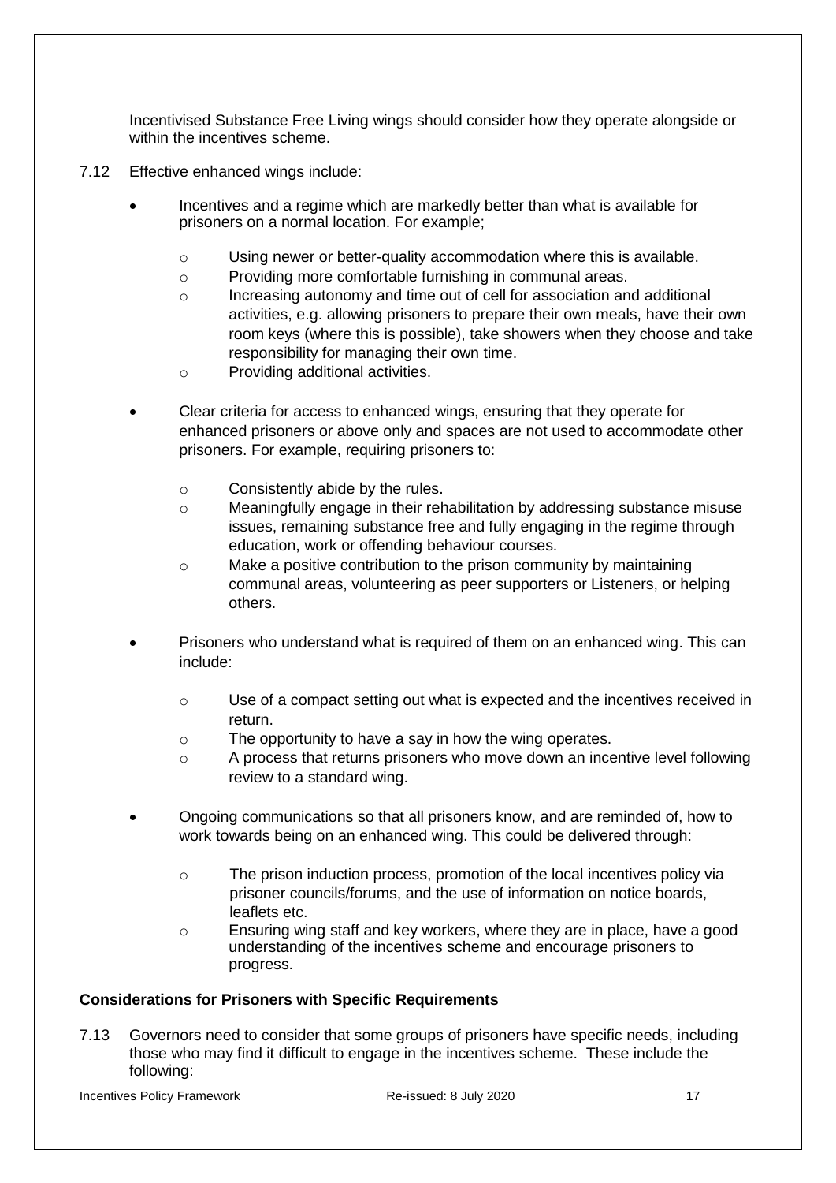Incentivised Substance Free Living wings should consider how they operate alongside or within the incentives scheme.

7.12 Effective enhanced wings include:

- Incentives and a regime which are markedly better than what is available for prisoners on a normal location. For example;
  - Using newer or better-quality accommodation where this is available.
  - Providing more comfortable furnishing in communal areas.
  - Increasing autonomy and time out of cell for association and additional activities, e.g. allowing prisoners to prepare their own meals, have their own room keys (where this is possible), take showers when they choose and take responsibility for managing their own time.
  - Providing additional activities.
- Clear criteria for access to enhanced wings, ensuring that they operate for enhanced prisoners or above only and spaces are not used to accommodate other prisoners. For example, requiring prisoners to:
  - Consistently abide by the rules.
  - Meaningfully engage in their rehabilitation by addressing substance misuse issues, remaining substance free and fully engaging in the regime through education, work or offending behaviour courses.
  - Make a positive contribution to the prison community by maintaining communal areas, volunteering as peer supporters or Listeners, or helping others.
- Prisoners who understand what is required of them on an enhanced wing. This can include:
  - Use of a compact setting out what is expected and the incentives received in return.
  - The opportunity to have a say in how the wing operates.
  - A process that returns prisoners who move down an incentive level following review to a standard wing.
- Ongoing communications so that all prisoners know, and are reminded of, how to work towards being on an enhanced wing. This could be delivered through:
  - The prison induction process, promotion of the local incentives policy via prisoner councils/forums, and the use of information on notice boards, leaflets etc.
  - Ensuring wing staff and key workers, where they are in place, have a good understanding of the incentives scheme and encourage prisoners to progress.

**Considerations for Prisoners with Specific Requirements**

7.13 Governors need to consider that some groups of prisoners have specific needs, including those who may find it difficult to engage in the incentives scheme. These include the following: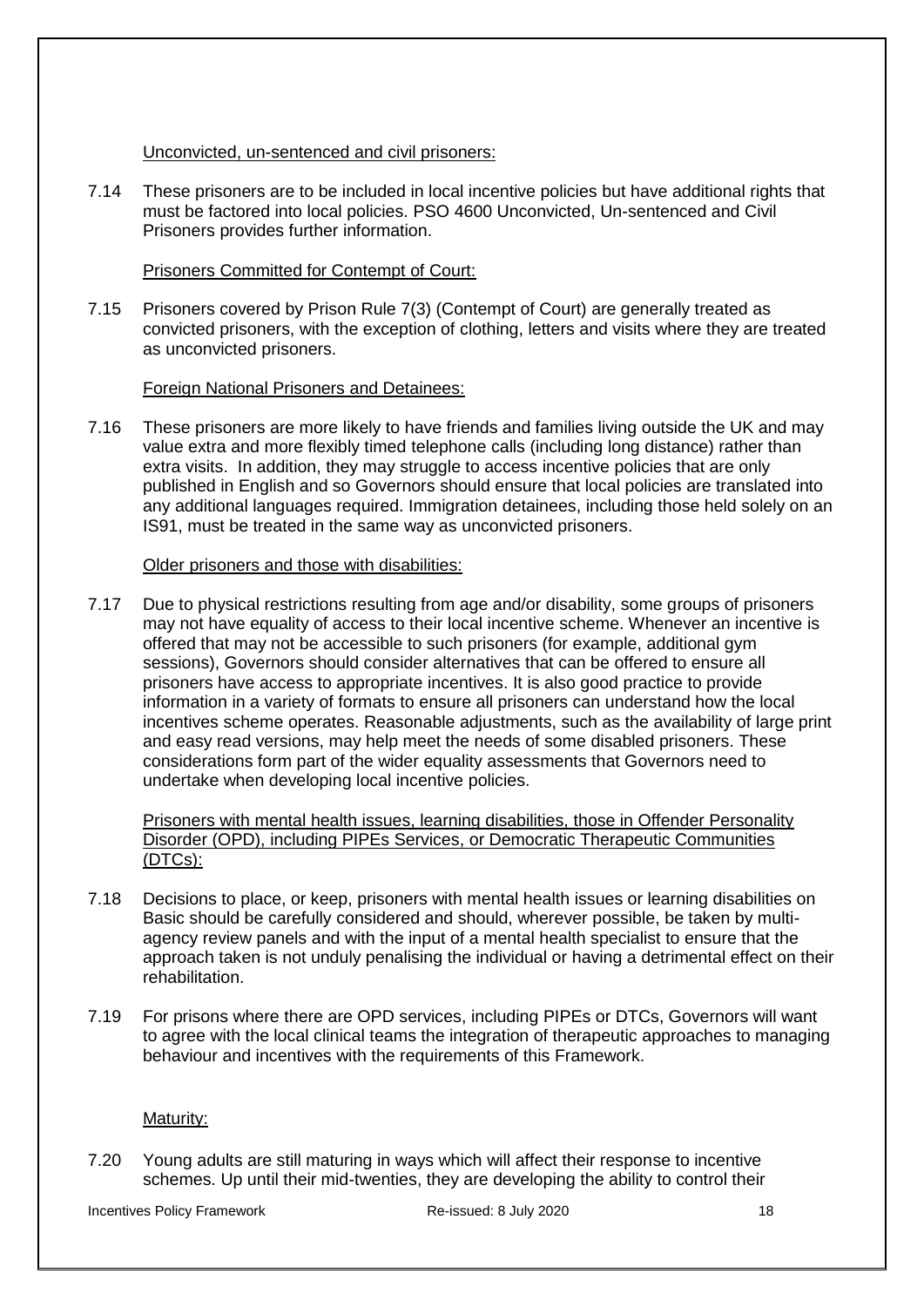Unconvicted, un-sentenced and civil prisoners:

7.14 These prisoners are to be included in local incentive policies but have additional rights that must be factored into local policies. PSO 4600 Unconvicted, Un-sentenced and Civil Prisoners provides further information.

Prisoners Committed for Contempt of Court:

7.15 Prisoners covered by Prison Rule 7(3) (Contempt of Court) are generally treated as convicted prisoners, with the exception of clothing, letters and visits where they are treated as unconvicted prisoners.

Foreign National Prisoners and Detainees:

7.16 These prisoners are more likely to have friends and families living outside the UK and may value extra and more flexibly timed telephone calls (including long distance) rather than extra visits. In addition, they may struggle to access incentive policies that are only published in English and so Governors should ensure that local policies are translated into any additional languages required. Immigration detainees, including those held solely on an IS91, must be treated in the same way as unconvicted prisoners.

Older prisoners and those with disabilities:

7.17 Due to physical restrictions resulting from age and/or disability, some groups of prisoners may not have equality of access to their local incentive scheme. Whenever an incentive is offered that may not be accessible to such prisoners (for example, additional gym sessions), Governors should consider alternatives that can be offered to ensure all prisoners have access to appropriate incentives. It is also good practice to provide information in a variety of formats to ensure all prisoners can understand how the local incentives scheme operates. Reasonable adjustments, such as the availability of large print and easy read versions, may help meet the needs of some disabled prisoners. These considerations form part of the wider equality assessments that Governors need to undertake when developing local incentive policies.

Prisoners with mental health issues, learning disabilities, those in Offender Personality Disorder (OPD), including PIPEs Services, or Democratic Therapeutic Communities (DTCs):

7.18 Decisions to place, or keep, prisoners with mental health issues or learning disabilities on Basic should be carefully considered and should, wherever possible, be taken by multi-agency review panels and with the input of a mental health specialist to ensure that the approach taken is not unduly penalising the individual or having a detrimental effect on their rehabilitation.

7.19 For prisons where there are OPD services, including PIPEs or DTCs, Governors will want to agree with the local clinical teams the integration of therapeutic approaches to managing behaviour and incentives with the requirements of this Framework.

Maturity:

7.20 Young adults are still maturing in ways which will affect their response to incentive schemes. Up until their mid-twenties, they are developing the ability to control their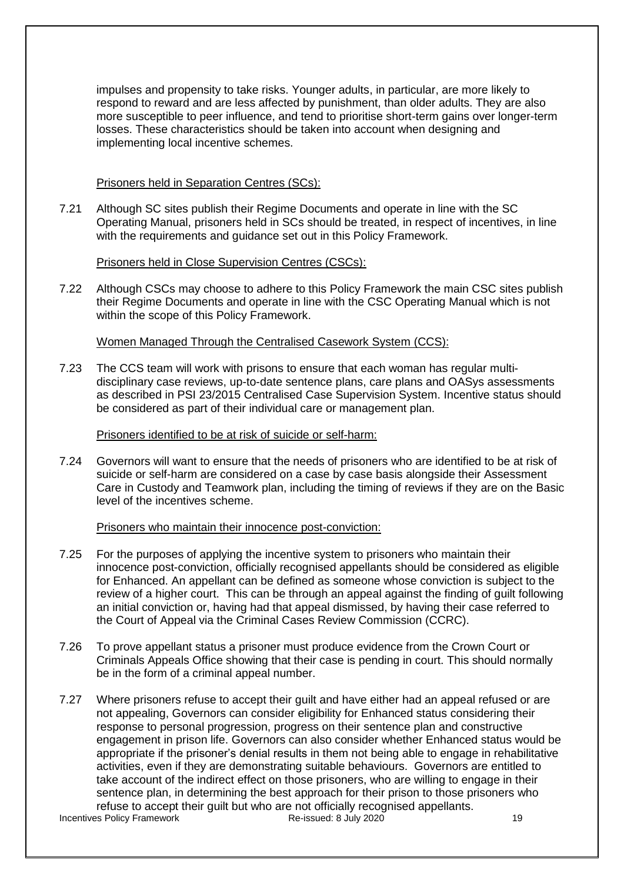impulses and propensity to take risks. Younger adults, in particular, are more likely to respond to reward and are less affected by punishment, than older adults. They are also more susceptible to peer influence, and tend to prioritise short-term gains over longer-term losses. These characteristics should be taken into account when designing and implementing local incentive schemes.

Prisoners held in Separation Centres (SCs):

7.21 Although SC sites publish their Regime Documents and operate in line with the SC Operating Manual, prisoners held in SCs should be treated, in respect of incentives, in line with the requirements and guidance set out in this Policy Framework.

Prisoners held in Close Supervision Centres (CSCs):

7.22 Although CSCs may choose to adhere to this Policy Framework the main CSC sites publish their Regime Documents and operate in line with the CSC Operating Manual which is not within the scope of this Policy Framework.

Women Managed Through the Centralised Casework System (CCS):

7.23 The CCS team will work with prisons to ensure that each woman has regular multi-disciplinary case reviews, up-to-date sentence plans, care plans and OASys assessments as described in PSI 23/2015 Centralised Case Supervision System. Incentive status should be considered as part of their individual care or management plan.

Prisoners identified to be at risk of suicide or self-harm:

7.24 Governors will want to ensure that the needs of prisoners who are identified to be at risk of suicide or self-harm are considered on a case by case basis alongside their Assessment Care in Custody and Teamwork plan, including the timing of reviews if they are on the Basic level of the incentives scheme.

Prisoners who maintain their innocence post-conviction:

7.25 For the purposes of applying the incentive system to prisoners who maintain their innocence post-conviction, officially recognised appellants should be considered as eligible for Enhanced. An appellant can be defined as someone whose conviction is subject to the review of a higher court. This can be through an appeal against the finding of guilt following an initial conviction or, having had that appeal dismissed, by having their case referred to the Court of Appeal via the Criminal Cases Review Commission (CCRC).

7.26 To prove appellant status a prisoner must produce evidence from the Crown Court or Criminals Appeals Office showing that their case is pending in court. This should normally be in the form of a criminal appeal number.

7.27 Where prisoners refuse to accept their guilt and have either had an appeal refused or are not appealing, Governors can consider eligibility for Enhanced status considering their response to personal progression, progress on their sentence plan and constructive engagement in prison life. Governors can also consider whether Enhanced status would be appropriate if the prisoner's denial results in them not being able to engage in rehabilitative activities, even if they are demonstrating suitable behaviours. Governors are entitled to take account of the indirect effect on those prisoners, who are willing to engage in their sentence plan, in determining the best approach for their prison to those prisoners who refuse to accept their guilt but who are not officially recognised appellants.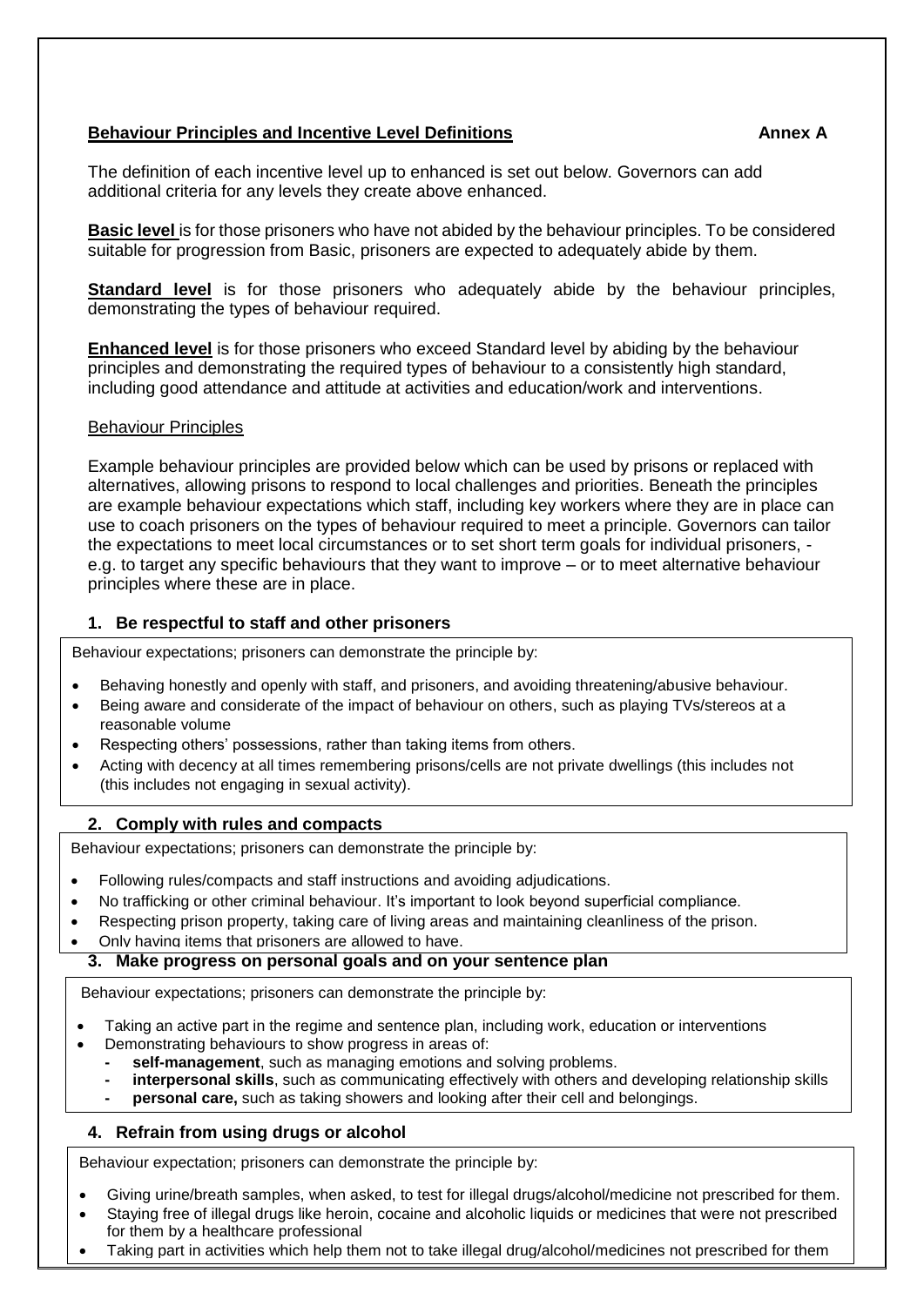## Behaviour Principles and Incentive Level Definitions

**Annex A**

The definition of each incentive level up to enhanced is set out below. Governors can add additional criteria for any levels they create above enhanced.

**Basic level** is for those prisoners who have not abided by the behaviour principles. To be considered suitable for progression from Basic, prisoners are expected to adequately abide by them.

**Standard level** is for those prisoners who adequately abide by the behaviour principles, demonstrating the types of behaviour required.

**Enhanced level** is for those prisoners who exceed Standard level by abiding by the behaviour principles and demonstrating the required types of behaviour to a consistently high standard, including good attendance and attitude at activities and education/work and interventions.

### Behaviour Principles

Example behaviour principles are provided below which can be used by prisons or replaced with alternatives, allowing prisons to respond to local challenges and priorities. Beneath the principles are example behaviour expectations which staff, including key workers where they are in place can use to coach prisoners on the types of behaviour required to meet a principle. Governors can tailor the expectations to meet local circumstances or to set short term goals for individual prisoners, - e.g. to target any specific behaviours that they want to improve – or to meet alternative behaviour principles where these are in place.

#### 1. Be respectful to staff and other prisoners

Behaviour expectations; prisoners can demonstrate the principle by:

- Behaving honestly and openly with staff, and prisoners, and avoiding threatening/abusive behaviour.
- Being aware and considerate of the impact of behaviour on others, such as playing TVs/stereos at a reasonable volume
- Respecting others' possessions, rather than taking items from others.
- Acting with decency at all times remembering prisons/cells are not private dwellings (this includes not (this includes not engaging in sexual activity).

#### 2. Comply with rules and compacts

Behaviour expectations; prisoners can demonstrate the principle by:

- Following rules/compacts and staff instructions and avoiding adjudications.
- No trafficking or other criminal behaviour. It's important to look beyond superficial compliance.
- Respecting prison property, taking care of living areas and maintaining cleanliness of the prison.
- Only having items that prisoners are allowed to have.

#### 3. Make progress on personal goals and on your sentence plan

Behaviour expectations; prisoners can demonstrate the principle by:

- Taking an active part in the regime and sentence plan, including work, education or interventions
- Demonstrating behaviours to show progress in areas of:
  - **self-management**, such as managing emotions and solving problems.
  - **interpersonal skills**, such as communicating effectively with others and developing relationship skills
  - **personal care,** such as taking showers and looking after their cell and belongings.

#### 4. Refrain from using drugs or alcohol

Behaviour expectation; prisoners can demonstrate the principle by:

- Giving urine/breath samples, when asked, to test for illegal drugs/alcohol/medicine not prescribed for them.
- Staying free of illegal drugs like heroin, cocaine and alcoholic liquids or medicines that were not prescribed for them by a healthcare professional
- Taking part in activities which help them not to take illegal drug/alcohol/medicines not prescribed for them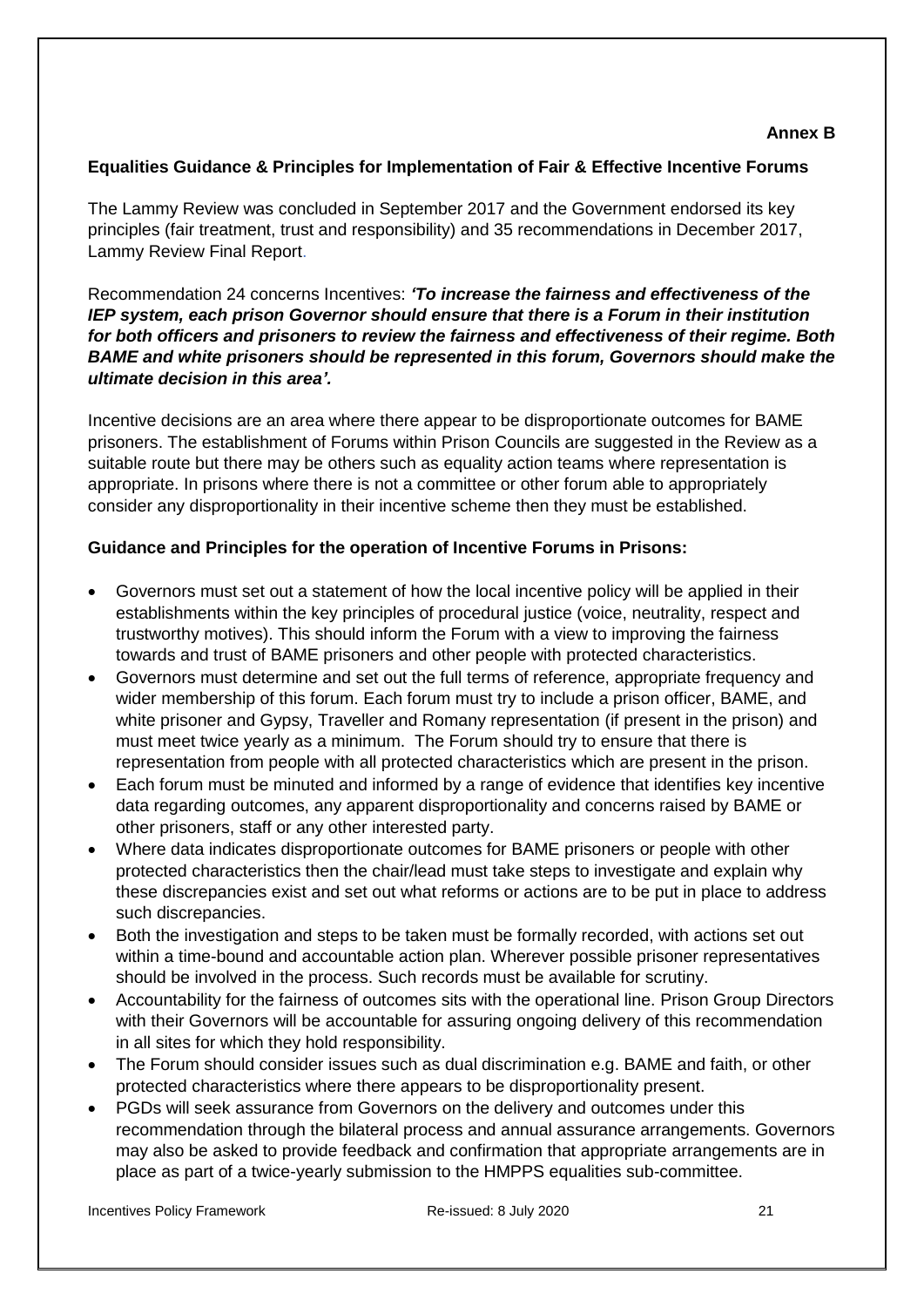**Annex B**

## Equalities Guidance & Principles for Implementation of Fair & Effective Incentive Forums

The Lammy Review was concluded in September 2017 and the Government endorsed its key principles (fair treatment, trust and responsibility) and 35 recommendations in December 2017, Lammy Review Final Report.

Recommendation 24 concerns Incentives: ***'To increase the fairness and effectiveness of the IEP system, each prison Governor should ensure that there is a Forum in their institution for both officers and prisoners to review the fairness and effectiveness of their regime. Both BAME and white prisoners should be represented in this forum, Governors should make the ultimate decision in this area'.***

Incentive decisions are an area where there appear to be disproportionate outcomes for BAME prisoners. The establishment of Forums within Prison Councils are suggested in the Review as a suitable route but there may be others such as equality action teams where representation is appropriate. In prisons where there is not a committee or other forum able to appropriately consider any disproportionality in their incentive scheme then they must be established.

### Guidance and Principles for the operation of Incentive Forums in Prisons:

- Governors must set out a statement of how the local incentive policy will be applied in their establishments within the key principles of procedural justice (voice, neutrality, respect and trustworthy motives). This should inform the Forum with a view to improving the fairness towards and trust of BAME prisoners and other people with protected characteristics.
- Governors must determine and set out the full terms of reference, appropriate frequency and wider membership of this forum. Each forum must try to include a prison officer, BAME, and white prisoner and Gypsy, Traveller and Romany representation (if present in the prison) and must meet twice yearly as a minimum. The Forum should try to ensure that there is representation from people with all protected characteristics which are present in the prison.
- Each forum must be minuted and informed by a range of evidence that identifies key incentive data regarding outcomes, any apparent disproportionality and concerns raised by BAME or other prisoners, staff or any other interested party.
- Where data indicates disproportionate outcomes for BAME prisoners or people with other protected characteristics then the chair/lead must take steps to investigate and explain why these discrepancies exist and set out what reforms or actions are to be put in place to address such discrepancies.
- Both the investigation and steps to be taken must be formally recorded, with actions set out within a time-bound and accountable action plan. Wherever possible prisoner representatives should be involved in the process. Such records must be available for scrutiny.
- Accountability for the fairness of outcomes sits with the operational line. Prison Group Directors with their Governors will be accountable for assuring ongoing delivery of this recommendation in all sites for which they hold responsibility.
- The Forum should consider issues such as dual discrimination e.g. BAME and faith, or other protected characteristics where there appears to be disproportionality present.
- PGDs will seek assurance from Governors on the delivery and outcomes under this recommendation through the bilateral process and annual assurance arrangements. Governors may also be asked to provide feedback and confirmation that appropriate arrangements are in place as part of a twice-yearly submission to the HMPPS equalities sub-committee.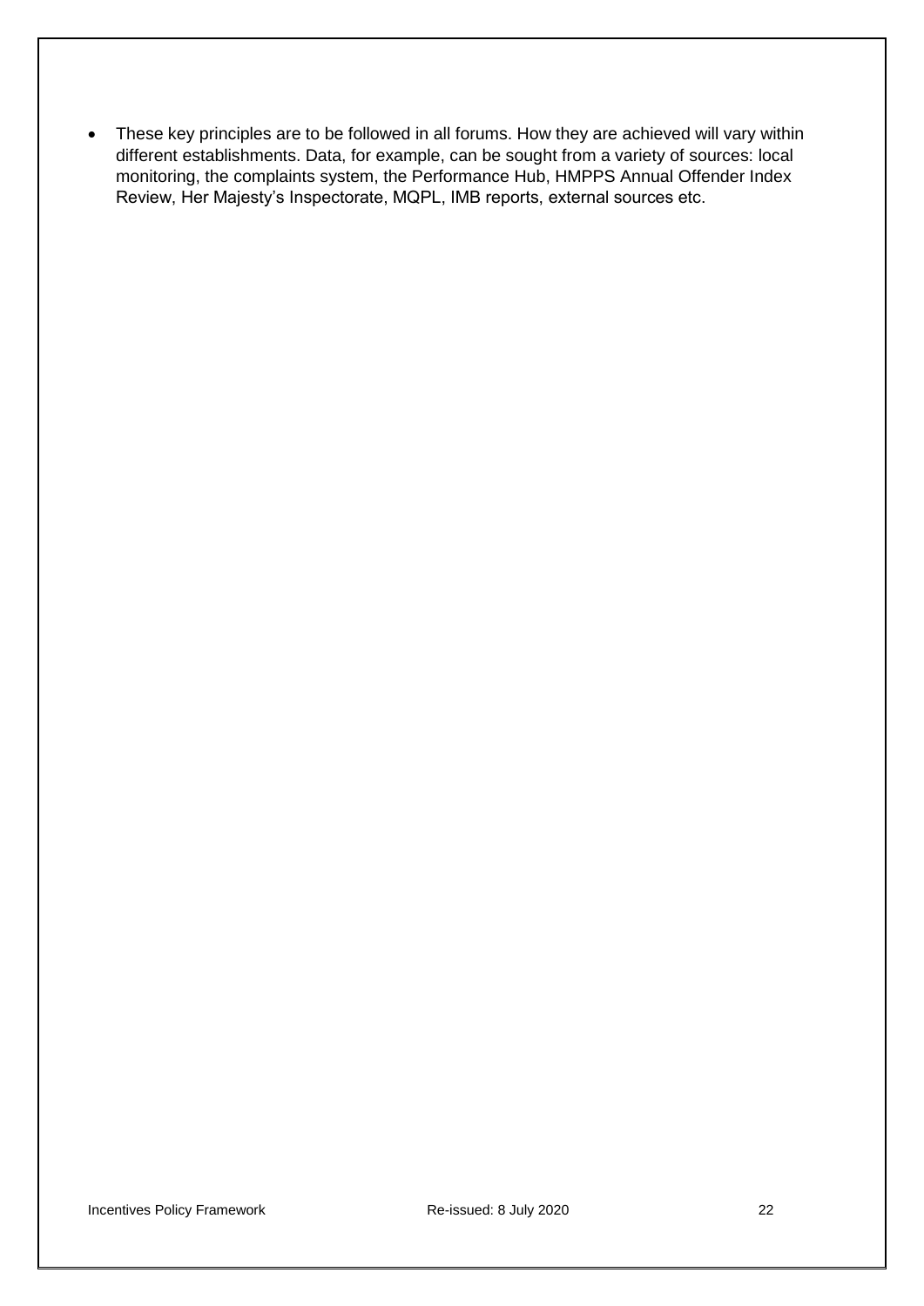- These key principles are to be followed in all forums. How they are achieved will vary within different establishments. Data, for example, can be sought from a variety of sources: local monitoring, the complaints system, the Performance Hub, HMPPS Annual Offender Index Review, Her Majesty's Inspectorate, MQPL, IMB reports, external sources etc.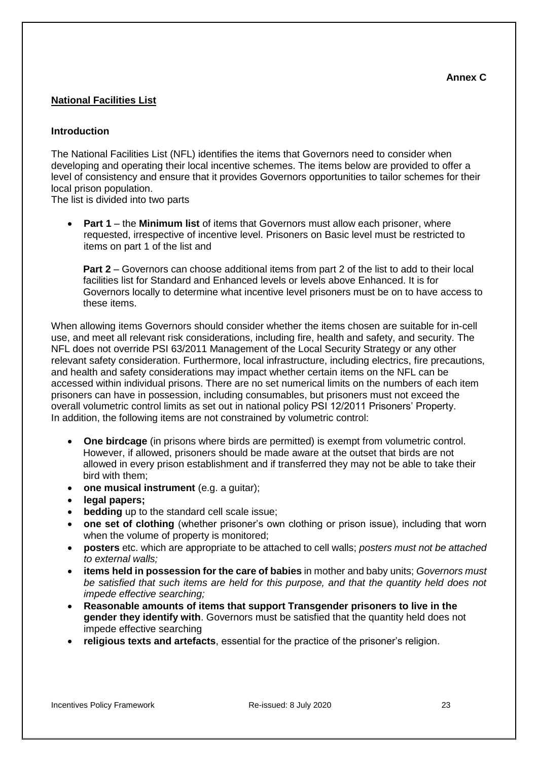**Annex C**

## National Facilities List

### Introduction

The National Facilities List (NFL) identifies the items that Governors need to consider when developing and operating their local incentive schemes. The items below are provided to offer a level of consistency and ensure that it provides Governors opportunities to tailor schemes for their local prison population.
The list is divided into two parts

- **Part 1** – the **Minimum list** of items that Governors must allow each prisoner, where requested, irrespective of incentive level. Prisoners on Basic level must be restricted to items on part 1 of the list and

  **Part 2** – Governors can choose additional items from part 2 of the list to add to their local facilities list for Standard and Enhanced levels or levels above Enhanced. It is for Governors locally to determine what incentive level prisoners must be on to have access to these items.

When allowing items Governors should consider whether the items chosen are suitable for in-cell use, and meet all relevant risk considerations, including fire, health and safety, and security. The NFL does not override PSI 63/2011 Management of the Local Security Strategy or any other relevant safety consideration. Furthermore, local infrastructure, including electrics, fire precautions, and health and safety considerations may impact whether certain items on the NFL can be accessed within individual prisons. There are no set numerical limits on the numbers of each item prisoners can have in possession, including consumables, but prisoners must not exceed the overall volumetric control limits as set out in national policy PSI 12/2011 Prisoners' Property.
In addition, the following items are not constrained by volumetric control:

- **One birdcage** (in prisons where birds are permitted) is exempt from volumetric control. However, if allowed, prisoners should be made aware at the outset that birds are not allowed in every prison establishment and if transferred they may not be able to take their bird with them;
- **one musical instrument** (e.g. a guitar);
- **legal papers;**
- **bedding** up to the standard cell scale issue;
- **one set of clothing** (whether prisoner's own clothing or prison issue), including that worn when the volume of property is monitored;
- **posters** etc. which are appropriate to be attached to cell walls; *posters must not be attached to external walls;*
- **items held in possession for the care of babies** in mother and baby units; *Governors must be satisfied that such items are held for this purpose, and that the quantity held does not impede effective searching;*
- **Reasonable amounts of items that support Transgender prisoners to live in the gender they identify with**. Governors must be satisfied that the quantity held does not impede effective searching
- **religious texts and artefacts**, essential for the practice of the prisoner's religion.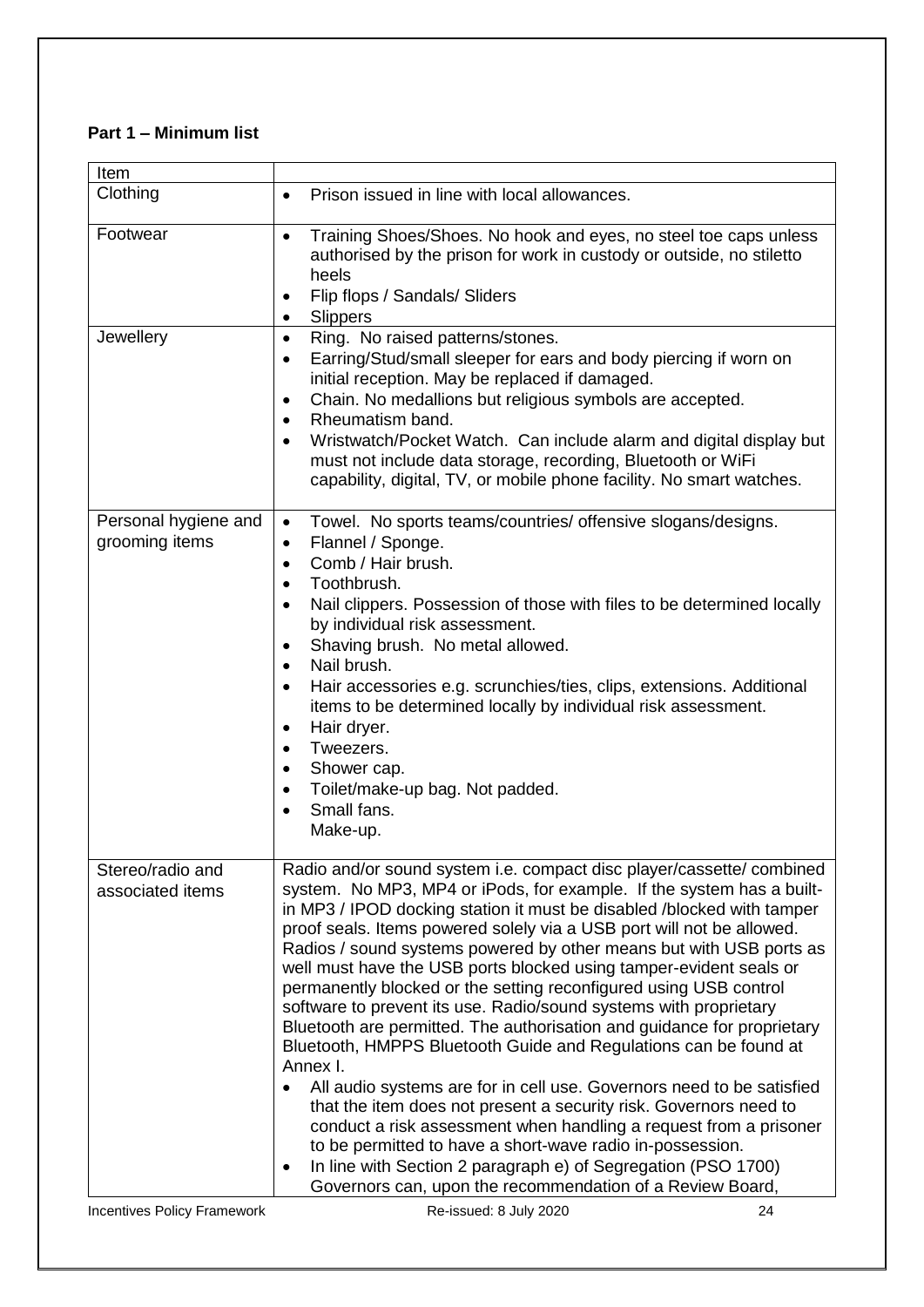**Part 1 – Minimum list**

| Item | |
|---|---|
| Clothing | • Prison issued in line with local allowances. |
| Footwear | • Training Shoes/Shoes. No hook and eyes, no steel toe caps unless authorised by the prison for work in custody or outside, no stiletto heels<br>• Flip flops / Sandals/ Sliders<br>• Slippers |
| Jewellery | • Ring. No raised patterns/stones.<br>• Earring/Stud/small sleeper for ears and body piercing if worn on initial reception. May be replaced if damaged.<br>• Chain. No medallions but religious symbols are accepted.<br>• Rheumatism band.<br>• Wristwatch/Pocket Watch. Can include alarm and digital display but must not include data storage, recording, Bluetooth or WiFi capability, digital, TV, or mobile phone facility. No smart watches. |
| Personal hygiene and grooming items | • Towel. No sports teams/countries/ offensive slogans/designs.<br>• Flannel / Sponge.<br>• Comb / Hair brush.<br>• Toothbrush.<br>• Nail clippers. Possession of those with files to be determined locally by individual risk assessment.<br>• Shaving brush. No metal allowed.<br>• Nail brush.<br>• Hair accessories e.g. scrunchies/ties, clips, extensions. Additional items to be determined locally by individual risk assessment.<br>• Hair dryer.<br>• Tweezers.<br>• Shower cap.<br>• Toilet/make-up bag. Not padded.<br>• Small fans.<br>Make-up. |
| Stereo/radio and associated items | Radio and/or sound system i.e. compact disc player/cassette/ combined system. No MP3, MP4 or iPods, for example. If the system has a built-in MP3 / IPOD docking station it must be disabled /blocked with tamper proof seals. Items powered solely via a USB port will not be allowed. Radios / sound systems powered by other means but with USB ports as well must have the USB ports blocked using tamper-evident seals or permanently blocked or the setting reconfigured using USB control software to prevent its use. Radio/sound systems with proprietary Bluetooth are permitted. The authorisation and guidance for proprietary Bluetooth, HMPPS Bluetooth Guide and Regulations can be found at Annex I.<br>• All audio systems are for in cell use. Governors need to be satisfied that the item does not present a security risk. Governors need to conduct a risk assessment when handling a request from a prisoner to be permitted to have a short-wave radio in-possession.<br>• In line with Section 2 paragraph e) of Segregation (PSO 1700) Governors can, upon the recommendation of a Review Board, |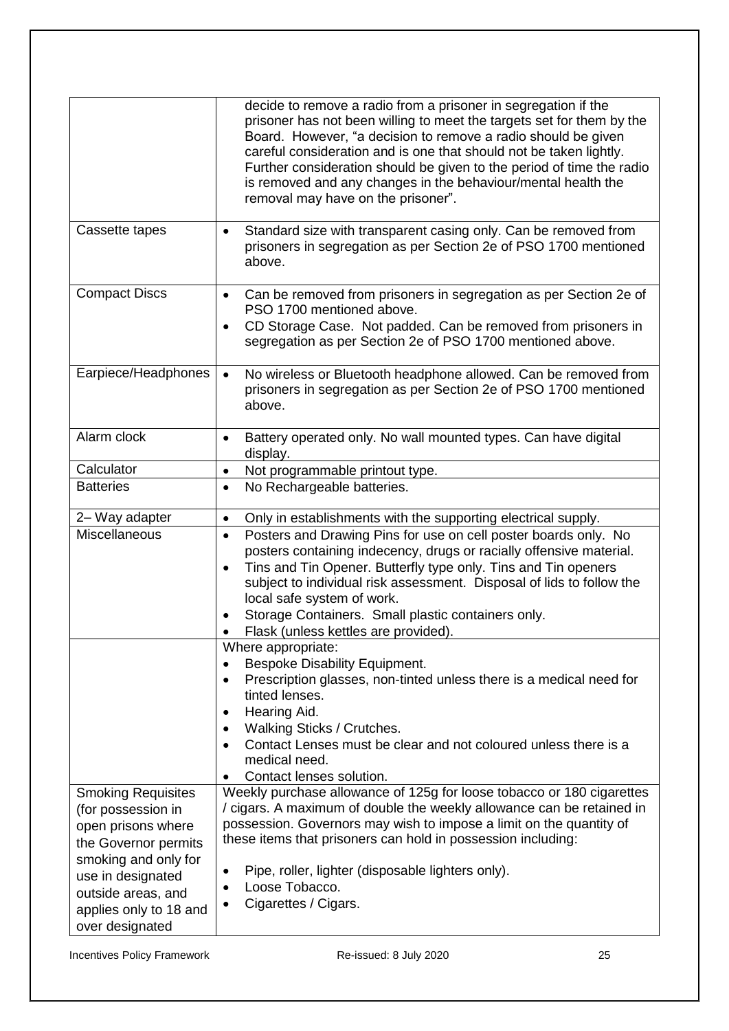| | |
|---|---|
| | decide to remove a radio from a prisoner in segregation if the prisoner has not been willing to meet the targets set for them by the Board. However, "a decision to remove a radio should be given careful consideration and is one that should not be taken lightly. Further consideration should be given to the period of time the radio is removed and any changes in the behaviour/mental health the removal may have on the prisoner". |
| Cassette tapes | • Standard size with transparent casing only. Can be removed from prisoners in segregation as per Section 2e of PSO 1700 mentioned above. |
| Compact Discs | • Can be removed from prisoners in segregation as per Section 2e of PSO 1700 mentioned above.<br>• CD Storage Case. Not padded. Can be removed from prisoners in segregation as per Section 2e of PSO 1700 mentioned above. |
| Earpiece/Headphones | • No wireless or Bluetooth headphone allowed. Can be removed from prisoners in segregation as per Section 2e of PSO 1700 mentioned above. |
| Alarm clock | • Battery operated only. No wall mounted types. Can have digital display. |
| Calculator | • Not programmable printout type. |
| Batteries | • No Rechargeable batteries. |
| 2– Way adapter | • Only in establishments with the supporting electrical supply. |
| Miscellaneous | • Posters and Drawing Pins for use on cell poster boards only. No posters containing indecency, drugs or racially offensive material.<br>• Tins and Tin Opener. Butterfly type only. Tins and Tin openers subject to individual risk assessment. Disposal of lids to follow the local safe system of work.<br>• Storage Containers. Small plastic containers only.<br>• Flask (unless kettles are provided). |
| | Where appropriate:<br>• Bespoke Disability Equipment.<br>• Prescription glasses, non-tinted unless there is a medical need for tinted lenses.<br>• Hearing Aid.<br>• Walking Sticks / Crutches.<br>• Contact Lenses must be clear and not coloured unless there is a medical need.<br>• Contact lenses solution. |
| Smoking Requisites (for possession in open prisons where the Governor permits smoking and only for use in designated outside areas, and applies only to 18 and over designated | Weekly purchase allowance of 125g for loose tobacco or 180 cigarettes / cigars. A maximum of double the weekly allowance can be retained in possession. Governors may wish to impose a limit on the quantity of these items that prisoners can hold in possession including:<br>• Pipe, roller, lighter (disposable lighters only).<br>• Loose Tobacco.<br>• Cigarettes / Cigars. |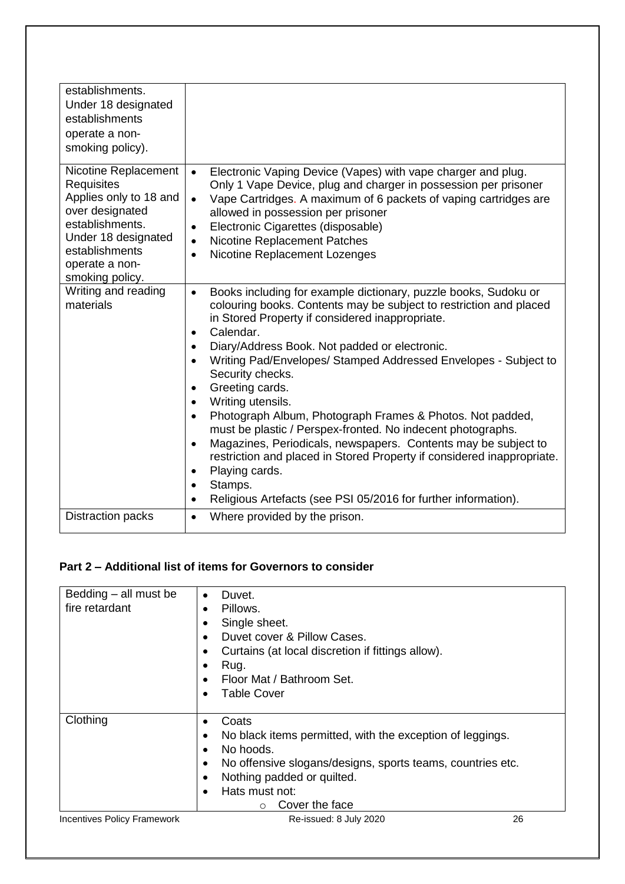| | |
|---|---|
| establishments. Under 18 designated establishments operate a non-smoking policy). | |
| Nicotine Replacement Requisites Applies only to 18 and over designated establishments. Under 18 designated establishments operate a non-smoking policy. | • Electronic Vaping Device (Vapes) with vape charger and plug. Only 1 Vape Device, plug and charger in possession per prisoner<br>• Vape Cartridges. A maximum of 6 packets of vaping cartridges are allowed in possession per prisoner<br>• Electronic Cigarettes (disposable)<br>• Nicotine Replacement Patches<br>• Nicotine Replacement Lozenges |
| Writing and reading materials | • Books including for example dictionary, puzzle books, Sudoku or colouring books. Contents may be subject to restriction and placed in Stored Property if considered inappropriate.<br>• Calendar.<br>• Diary/Address Book. Not padded or electronic.<br>• Writing Pad/Envelopes/ Stamped Addressed Envelopes - Subject to Security checks.<br>• Greeting cards.<br>• Writing utensils.<br>• Photograph Album, Photograph Frames & Photos. Not padded, must be plastic / Perspex-fronted. No indecent photographs.<br>• Magazines, Periodicals, newspapers. Contents may be subject to restriction and placed in Stored Property if considered inappropriate.<br>• Playing cards.<br>• Stamps.<br>• Religious Artefacts (see PSI 05/2016 for further information). |
| Distraction packs | • Where provided by the prison. |

## Part 2 – Additional list of items for Governors to consider

| | |
|---|---|
| Bedding – all must be fire retardant | • Duvet.<br>• Pillows.<br>• Single sheet.<br>• Duvet cover & Pillow Cases.<br>• Curtains (at local discretion if fittings allow).<br>• Rug.<br>• Floor Mat / Bathroom Set.<br>• Table Cover |
| Clothing | • Coats<br>• No black items permitted, with the exception of leggings.<br>• No hoods.<br>• No offensive slogans/designs, sports teams, countries etc.<br>• Nothing padded or quilted.<br>• Hats must not:<br>&nbsp;&nbsp;&nbsp;&nbsp;○ Cover the face |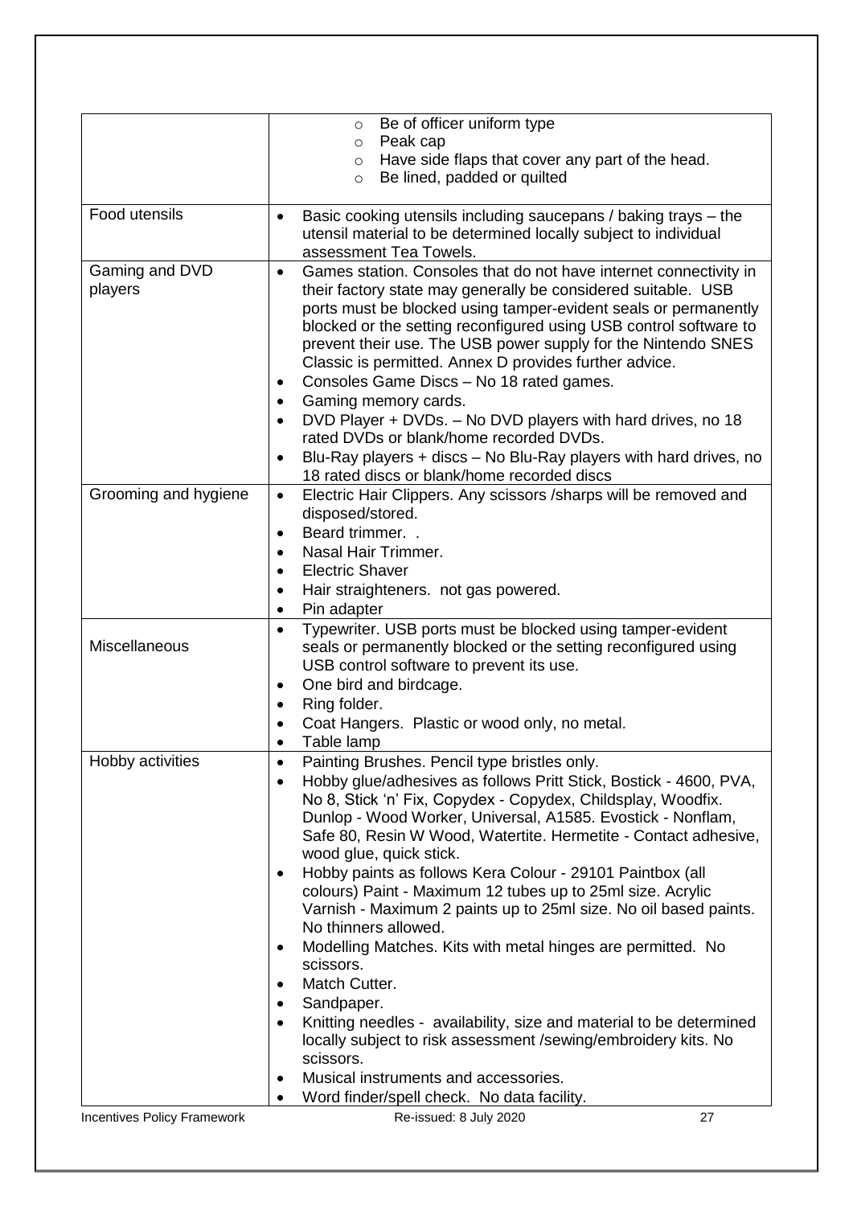| | |
|---|---|
| | ○ Be of officer uniform type<br>○ Peak cap<br>○ Have side flaps that cover any part of the head.<br>○ Be lined, padded or quilted |
| Food utensils | • Basic cooking utensils including saucepans / baking trays – the utensil material to be determined locally subject to individual assessment Tea Towels. |
| Gaming and DVD players | • Games station. Consoles that do not have internet connectivity in their factory state may generally be considered suitable. USB ports must be blocked using tamper-evident seals or permanently blocked or the setting reconfigured using USB control software to prevent their use. The USB power supply for the Nintendo SNES Classic is permitted. Annex D provides further advice.<br>• Consoles Game Discs – No 18 rated games.<br>• Gaming memory cards.<br>• DVD Player + DVDs. – No DVD players with hard drives, no 18 rated DVDs or blank/home recorded DVDs.<br>• Blu-Ray players + discs – No Blu-Ray players with hard drives, no 18 rated discs or blank/home recorded discs |
| Grooming and hygiene | • Electric Hair Clippers. Any scissors /sharps will be removed and disposed/stored.<br>• Beard trimmer. .<br>• Nasal Hair Trimmer.<br>• Electric Shaver<br>• Hair straighteners. not gas powered.<br>• Pin adapter |
| Miscellaneous | • Typewriter. USB ports must be blocked using tamper-evident seals or permanently blocked or the setting reconfigured using USB control software to prevent its use.<br>• One bird and birdcage.<br>• Ring folder.<br>• Coat Hangers. Plastic or wood only, no metal.<br>• Table lamp |
| Hobby activities | • Painting Brushes. Pencil type bristles only.<br>• Hobby glue/adhesives as follows Pritt Stick, Bostick - 4600, PVA, No 8, Stick 'n' Fix, Copydex - Copydex, Childsplay, Woodfix. Dunlop - Wood Worker, Universal, A1585. Evostick - Nonflam, Safe 80, Resin W Wood, Watertite. Hermetite - Contact adhesive, wood glue, quick stick.<br>• Hobby paints as follows Kera Colour - 29101 Paintbox (all colours) Paint - Maximum 12 tubes up to 25ml size. Acrylic Varnish - Maximum 2 paints up to 25ml size. No oil based paints. No thinners allowed.<br>• Modelling Matches. Kits with metal hinges are permitted. No scissors.<br>• Match Cutter.<br>• Sandpaper.<br>• Knitting needles - availability, size and material to be determined locally subject to risk assessment /sewing/embroidery kits. No scissors.<br>• Musical instruments and accessories.<br>• Word finder/spell check. No data facility. |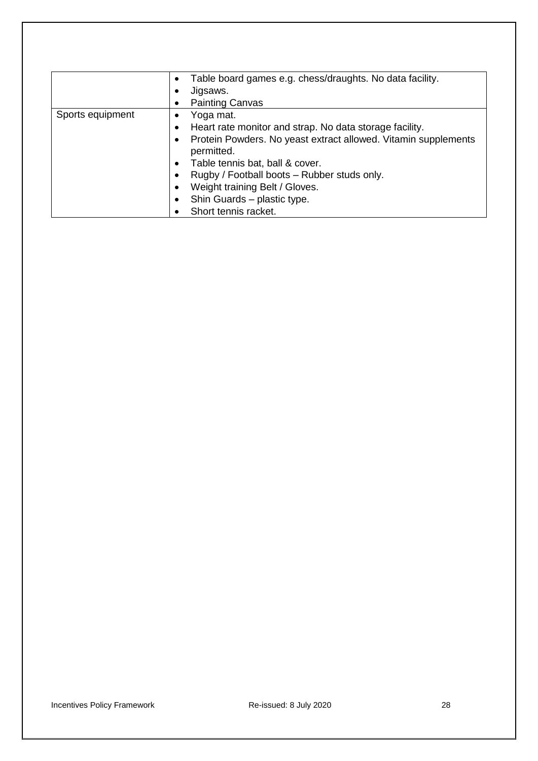|  |  |
|---|---|
|  | • Table board games e.g. chess/draughts. No data facility.<br>• Jigsaws.<br>• Painting Canvas |
| Sports equipment | • Yoga mat.<br>• Heart rate monitor and strap. No data storage facility.<br>• Protein Powders. No yeast extract allowed. Vitamin supplements permitted.<br>• Table tennis bat, ball & cover.<br>• Rugby / Football boots – Rubber studs only.<br>• Weight training Belt / Gloves.<br>• Shin Guards – plastic type.<br>• Short tennis racket. |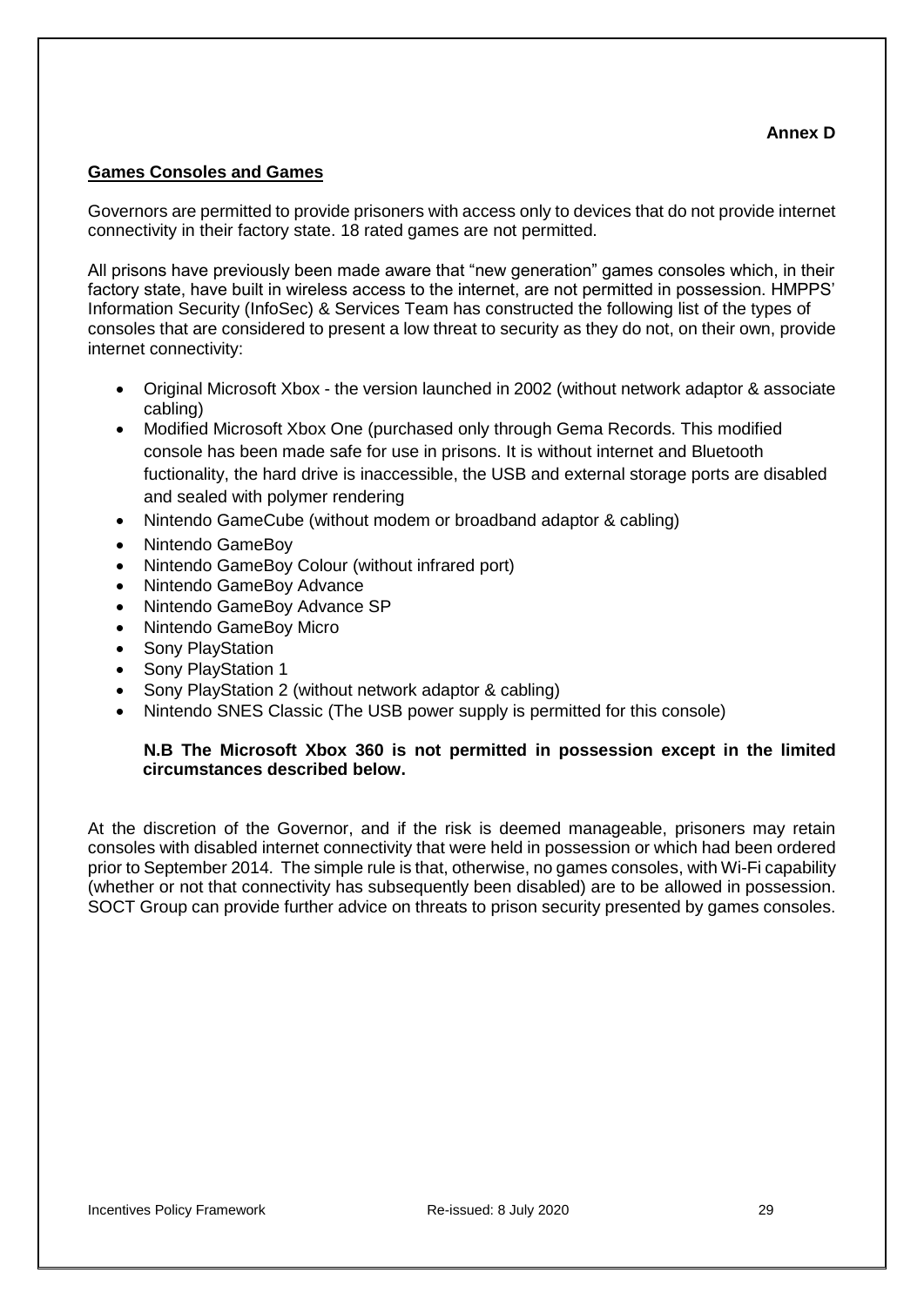**Annex D**

## Games Consoles and Games

Governors are permitted to provide prisoners with access only to devices that do not provide internet connectivity in their factory state. 18 rated games are not permitted.

All prisons have previously been made aware that "new generation" games consoles which, in their factory state, have built in wireless access to the internet, are not permitted in possession. HMPPS' Information Security (InfoSec) & Services Team has constructed the following list of the types of consoles that are considered to present a low threat to security as they do not, on their own, provide internet connectivity:

- Original Microsoft Xbox - the version launched in 2002 (without network adaptor & associate cabling)
- Modified Microsoft Xbox One (purchased only through Gema Records. This modified console has been made safe for use in prisons. It is without internet and Bluetooth fuctionality, the hard drive is inaccessible, the USB and external storage ports are disabled and sealed with polymer rendering
- Nintendo GameCube (without modem or broadband adaptor & cabling)
- Nintendo GameBoy
- Nintendo GameBoy Colour (without infrared port)
- Nintendo GameBoy Advance
- Nintendo GameBoy Advance SP
- Nintendo GameBoy Micro
- Sony PlayStation
- Sony PlayStation 1
- Sony PlayStation 2 (without network adaptor & cabling)
- Nintendo SNES Classic (The USB power supply is permitted for this console)

**N.B The Microsoft Xbox 360 is not permitted in possession except in the limited circumstances described below.**

At the discretion of the Governor, and if the risk is deemed manageable, prisoners may retain consoles with disabled internet connectivity that were held in possession or which had been ordered prior to September 2014. The simple rule is that, otherwise, no games consoles, with Wi-Fi capability (whether or not that connectivity has subsequently been disabled) are to be allowed in possession. SOCT Group can provide further advice on threats to prison security presented by games consoles.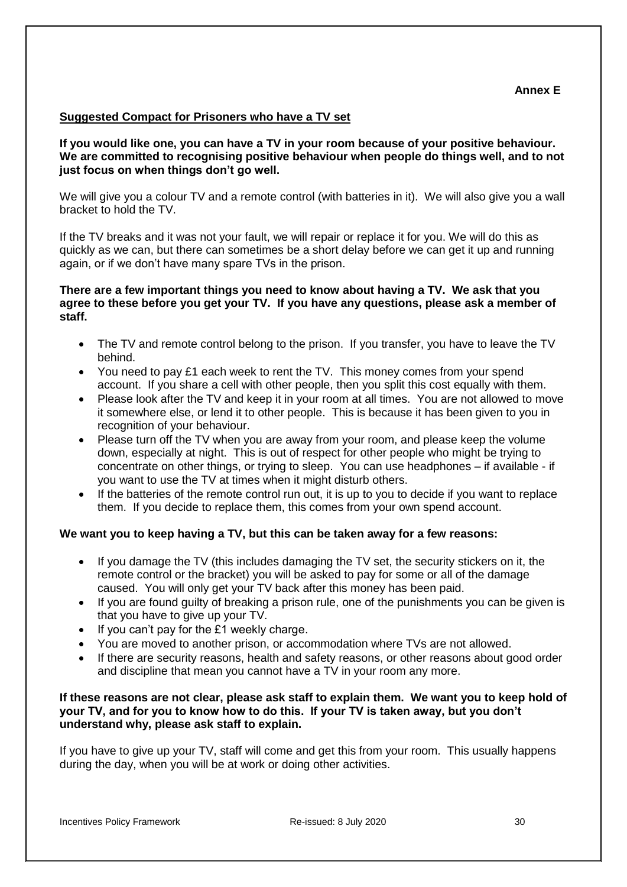**Annex E**

## Suggested Compact for Prisoners who have a TV set

**If you would like one, you can have a TV in your room because of your positive behaviour. We are committed to recognising positive behaviour when people do things well, and to not just focus on when things don't go well.**

We will give you a colour TV and a remote control (with batteries in it). We will also give you a wall bracket to hold the TV.

If the TV breaks and it was not your fault, we will repair or replace it for you. We will do this as quickly as we can, but there can sometimes be a short delay before we can get it up and running again, or if we don't have many spare TVs in the prison.

**There are a few important things you need to know about having a TV. We ask that you agree to these before you get your TV. If you have any questions, please ask a member of staff.**

- The TV and remote control belong to the prison. If you transfer, you have to leave the TV behind.
- You need to pay £1 each week to rent the TV. This money comes from your spend account. If you share a cell with other people, then you split this cost equally with them.
- Please look after the TV and keep it in your room at all times. You are not allowed to move it somewhere else, or lend it to other people. This is because it has been given to you in recognition of your behaviour.
- Please turn off the TV when you are away from your room, and please keep the volume down, especially at night. This is out of respect for other people who might be trying to concentrate on other things, or trying to sleep. You can use headphones – if available - if you want to use the TV at times when it might disturb others.
- If the batteries of the remote control run out, it is up to you to decide if you want to replace them. If you decide to replace them, this comes from your own spend account.

**We want you to keep having a TV, but this can be taken away for a few reasons:**

- If you damage the TV (this includes damaging the TV set, the security stickers on it, the remote control or the bracket) you will be asked to pay for some or all of the damage caused. You will only get your TV back after this money has been paid.
- If you are found guilty of breaking a prison rule, one of the punishments you can be given is that you have to give up your TV.
- If you can't pay for the £1 weekly charge.
- You are moved to another prison, or accommodation where TVs are not allowed.
- If there are security reasons, health and safety reasons, or other reasons about good order and discipline that mean you cannot have a TV in your room any more.

**If these reasons are not clear, please ask staff to explain them. We want you to keep hold of your TV, and for you to know how to do this. If your TV is taken away, but you don't understand why, please ask staff to explain.**

If you have to give up your TV, staff will come and get this from your room. This usually happens during the day, when you will be at work or doing other activities.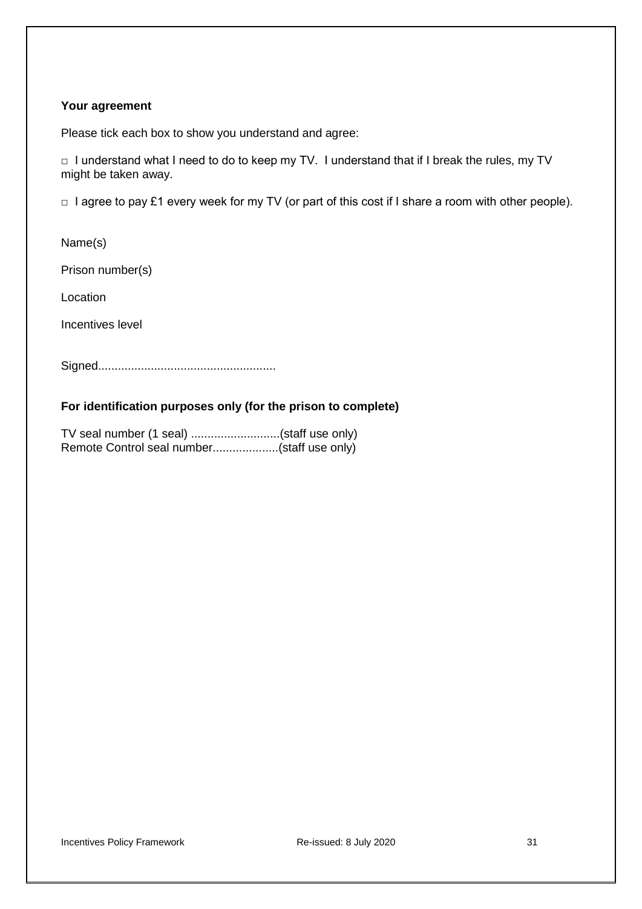**Your agreement**

Please tick each box to show you understand and agree:

□ I understand what I need to do to keep my TV. I understand that if I break the rules, my TV might be taken away.

□ I agree to pay £1 every week for my TV (or part of this cost if I share a room with other people).

Name(s)

Prison number(s)

Location

Incentives level

Signed.....................................................

**For identification purposes only (for the prison to complete)**

TV seal number (1 seal) ...........................(staff use only)
Remote Control seal number....................(staff use only)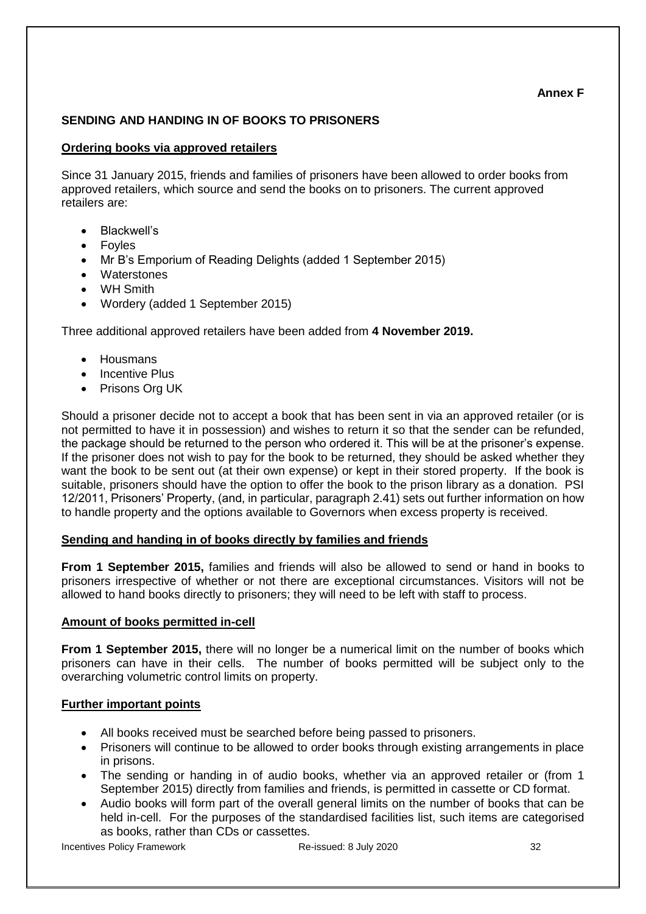**Annex F**

## SENDING AND HANDING IN OF BOOKS TO PRISONERS

### Ordering books via approved retailers

Since 31 January 2015, friends and families of prisoners have been allowed to order books from approved retailers, which source and send the books on to prisoners. The current approved retailers are:

- Blackwell's
- Foyles
- Mr B's Emporium of Reading Delights (added 1 September 2015)
- Waterstones
- WH Smith
- Wordery (added 1 September 2015)

Three additional approved retailers have been added from **4 November 2019.**

- Housmans
- Incentive Plus
- Prisons Org UK

Should a prisoner decide not to accept a book that has been sent in via an approved retailer (or is not permitted to have it in possession) and wishes to return it so that the sender can be refunded, the package should be returned to the person who ordered it. This will be at the prisoner's expense. If the prisoner does not wish to pay for the book to be returned, they should be asked whether they want the book to be sent out (at their own expense) or kept in their stored property. If the book is suitable, prisoners should have the option to offer the book to the prison library as a donation. PSI 12/2011, Prisoners' Property, (and, in particular, paragraph 2.41) sets out further information on how to handle property and the options available to Governors when excess property is received.

### Sending and handing in of books directly by families and friends

**From 1 September 2015,** families and friends will also be allowed to send or hand in books to prisoners irrespective of whether or not there are exceptional circumstances. Visitors will not be allowed to hand books directly to prisoners; they will need to be left with staff to process.

### Amount of books permitted in-cell

**From 1 September 2015,** there will no longer be a numerical limit on the number of books which prisoners can have in their cells. The number of books permitted will be subject only to the overarching volumetric control limits on property.

### Further important points

- All books received must be searched before being passed to prisoners.
- Prisoners will continue to be allowed to order books through existing arrangements in place in prisons.
- The sending or handing in of audio books, whether via an approved retailer or (from 1 September 2015) directly from families and friends, is permitted in cassette or CD format.
- Audio books will form part of the overall general limits on the number of books that can be held in-cell. For the purposes of the standardised facilities list, such items are categorised as books, rather than CDs or cassettes.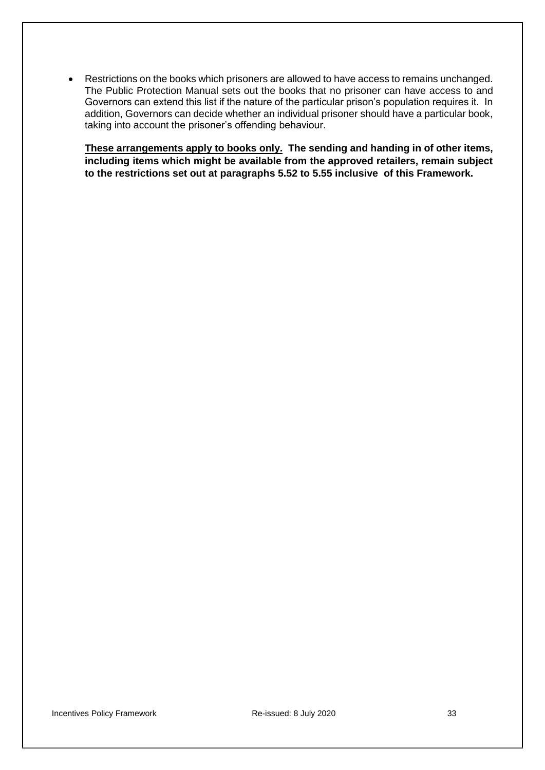- Restrictions on the books which prisoners are allowed to have access to remains unchanged. The Public Protection Manual sets out the books that no prisoner can have access to and Governors can extend this list if the nature of the particular prison's population requires it. In addition, Governors can decide whether an individual prisoner should have a particular book, taking into account the prisoner's offending behaviour.

  **<u>These arrangements apply to books only.</u> The sending and handing in of other items, including items which might be available from the approved retailers, remain subject to the restrictions set out at paragraphs 5.52 to 5.55 inclusive of this Framework.**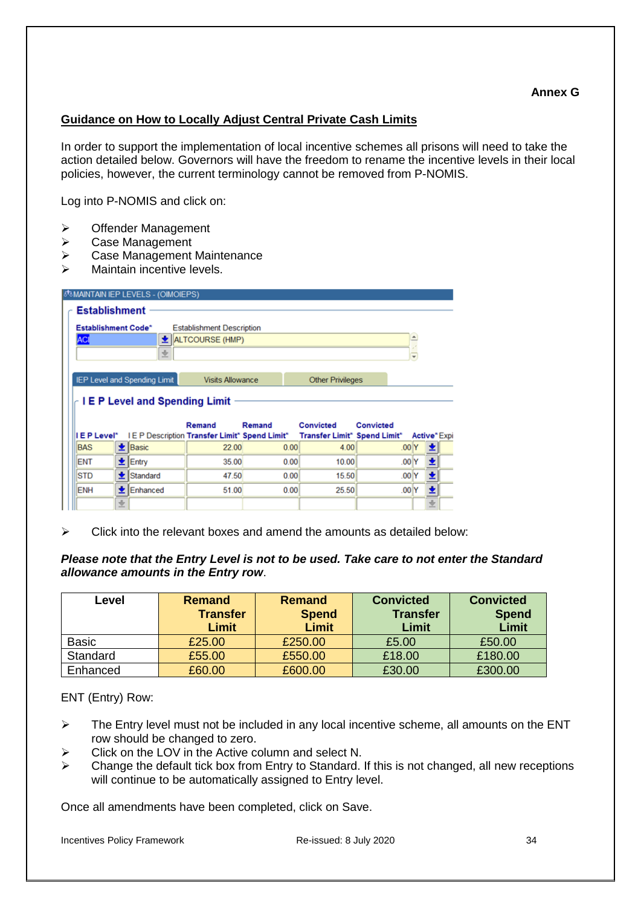**Annex G**

**<u>Guidance on How to Locally Adjust Central Private Cash Limits</u>**

In order to support the implementation of local incentive schemes all prisons will need to take the action detailed below. Governors will have the freedom to rename the incentive levels in their local policies, however, the current terminology cannot be removed from P-NOMIS.

Log into P-NOMIS and click on:

- Offender Management
- Case Management
- Case Management Maintenance
- Maintain incentive levels.

MAINTAIN IEP LEVELS - (OIMOIEPS)

**Establishment**

| Establishment Code* | Establishment Description |
|---|---|
| ACI | ALTCOURSE (HMP) |

IEP Level and Spending Limit | Visits Allowance | Other Privileges

**I E P Level and Spending Limit**

| I E P Level* | I E P Description | Remand Transfer Limit* | Remand Spend Limit* | Convicted Transfer Limit* | Convicted Spend Limit* | Active* | Expi |
|---|---|---|---|---|---|---|---|
| BAS | Basic | 22.00 | 0.00 | 4.00 | .00 | Y | |
| ENT | Entry | 35.00 | 0.00 | 10.00 | .00 | Y | |
| STD | Standard | 47.50 | 0.00 | 15.50 | .00 | Y | |
| ENH | Enhanced | 51.00 | 0.00 | 25.50 | .00 | Y | |

- Click into the relevant boxes and amend the amounts as detailed below:

***Please note that the Entry Level is not to be used. Take care to not enter the Standard allowance amounts in the Entry row***.

| Level | Remand Transfer Limit | Remand Spend Limit | Convicted Transfer Limit | Convicted Spend Limit |
|---|---|---|---|---|
| Basic | £25.00 | £250.00 | £5.00 | £50.00 |
| Standard | £55.00 | £550.00 | £18.00 | £180.00 |
| Enhanced | £60.00 | £600.00 | £30.00 | £300.00 |

ENT (Entry) Row:

- The Entry level must not be included in any local incentive scheme, all amounts on the ENT row should be changed to zero.
- Click on the LOV in the Active column and select N.
- Change the default tick box from Entry to Standard. If this is not changed, all new receptions will continue to be automatically assigned to Entry level.

Once all amendments have been completed, click on Save.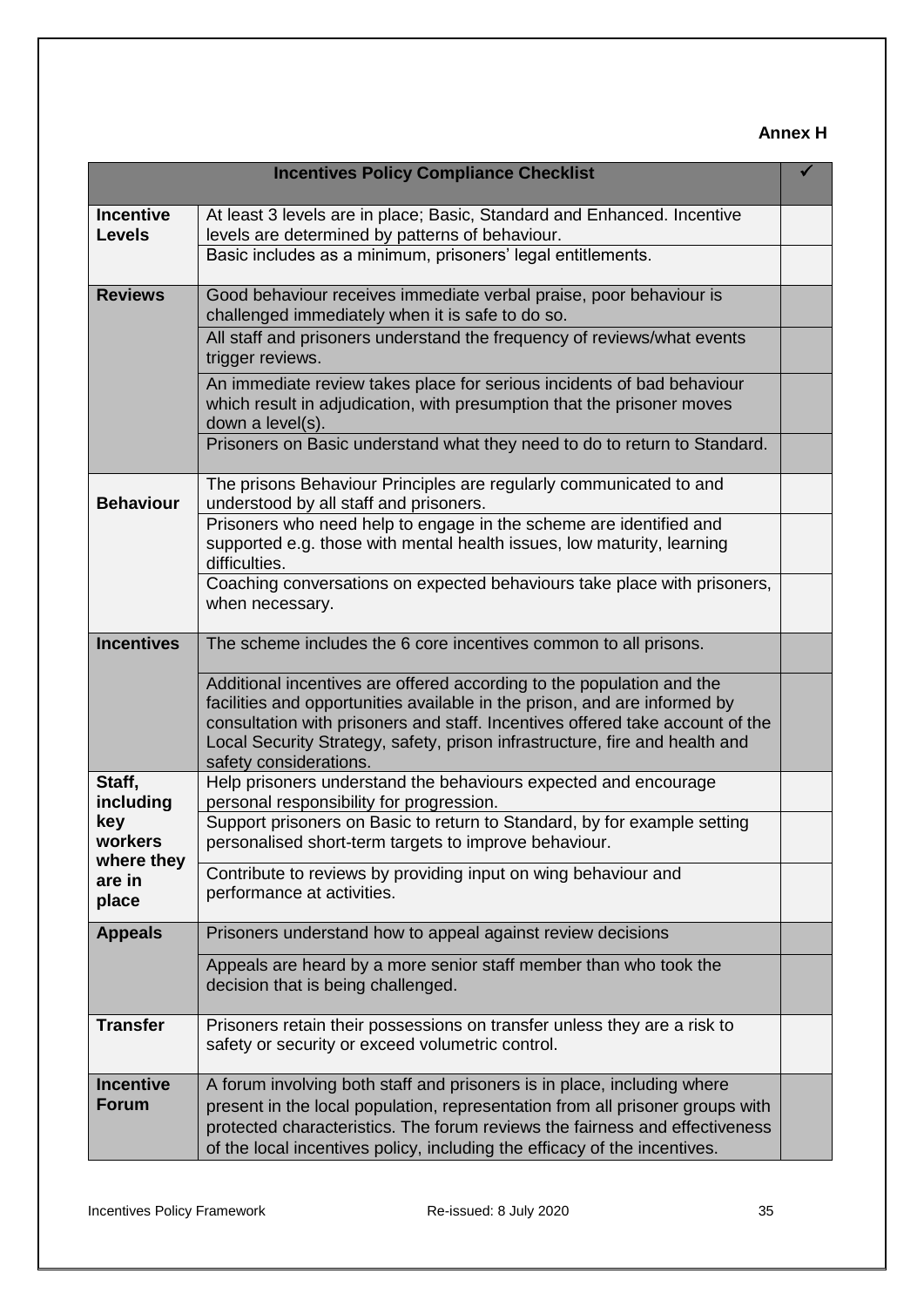**Annex H**

| Incentives Policy Compliance Checklist | | ✓ |
|---|---|---|
| **Incentive Levels** | At least 3 levels are in place; Basic, Standard and Enhanced. Incentive levels are determined by patterns of behaviour. | |
| | Basic includes as a minimum, prisoners' legal entitlements. | |
| **Reviews** | Good behaviour receives immediate verbal praise, poor behaviour is challenged immediately when it is safe to do so. | |
| | All staff and prisoners understand the frequency of reviews/what events trigger reviews. | |
| | An immediate review takes place for serious incidents of bad behaviour which result in adjudication, with presumption that the prisoner moves down a level(s). | |
| | Prisoners on Basic understand what they need to do to return to Standard. | |
| **Behaviour** | The prisons Behaviour Principles are regularly communicated to and understood by all staff and prisoners. | |
| | Prisoners who need help to engage in the scheme are identified and supported e.g. those with mental health issues, low maturity, learning difficulties. | |
| | Coaching conversations on expected behaviours take place with prisoners, when necessary. | |
| **Incentives** | The scheme includes the 6 core incentives common to all prisons. | |
| | Additional incentives are offered according to the population and the facilities and opportunities available in the prison, and are informed by consultation with prisoners and staff. Incentives offered take account of the Local Security Strategy, safety, prison infrastructure, fire and health and safety considerations. | |
| **Staff, including key workers where they are in place** | Help prisoners understand the behaviours expected and encourage personal responsibility for progression. | |
| | Support prisoners on Basic to return to Standard, by for example setting personalised short-term targets to improve behaviour. | |
| | Contribute to reviews by providing input on wing behaviour and performance at activities. | |
| **Appeals** | Prisoners understand how to appeal against review decisions | |
| | Appeals are heard by a more senior staff member than who took the decision that is being challenged. | |
| **Transfer** | Prisoners retain their possessions on transfer unless they are a risk to safety or security or exceed volumetric control. | |
| **Incentive Forum** | A forum involving both staff and prisoners is in place, including where present in the local population, representation from all prisoner groups with protected characteristics. The forum reviews the fairness and effectiveness of the local incentives policy, including the efficacy of the incentives. | |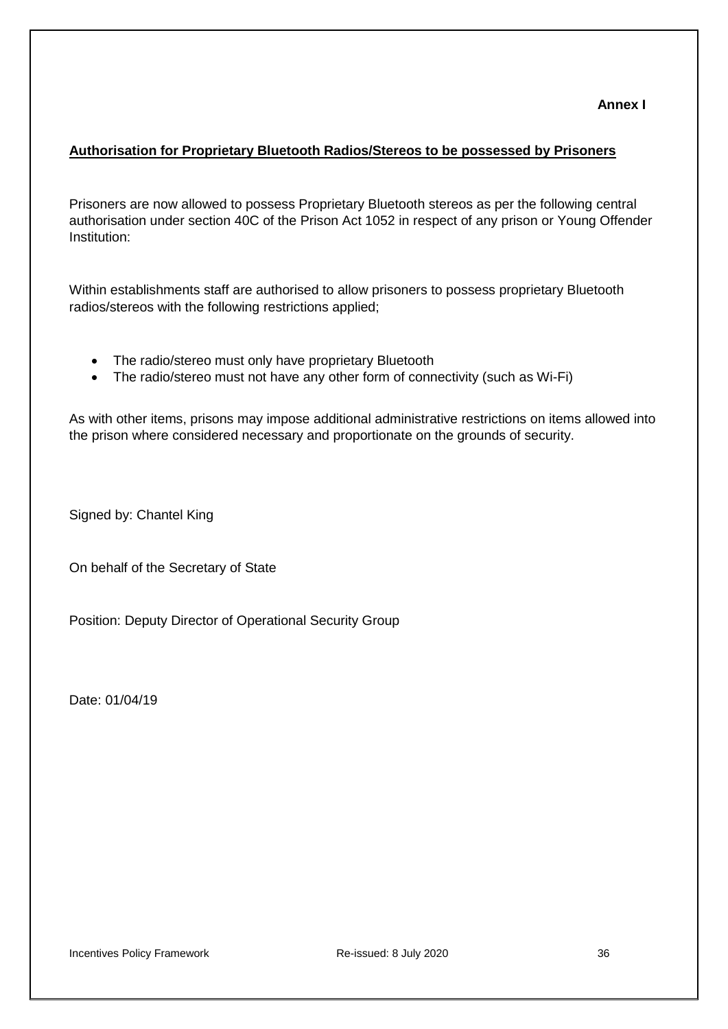**Annex I**

## Authorisation for Proprietary Bluetooth Radios/Stereos to be possessed by Prisoners

Prisoners are now allowed to possess Proprietary Bluetooth stereos as per the following central authorisation under section 40C of the Prison Act 1052 in respect of any prison or Young Offender Institution:

Within establishments staff are authorised to allow prisoners to possess proprietary Bluetooth radios/stereos with the following restrictions applied;

- The radio/stereo must only have proprietary Bluetooth
- The radio/stereo must not have any other form of connectivity (such as Wi-Fi)

As with other items, prisons may impose additional administrative restrictions on items allowed into the prison where considered necessary and proportionate on the grounds of security.

Signed by: Chantel King

On behalf of the Secretary of State

Position: Deputy Director of Operational Security Group

Date: 01/04/19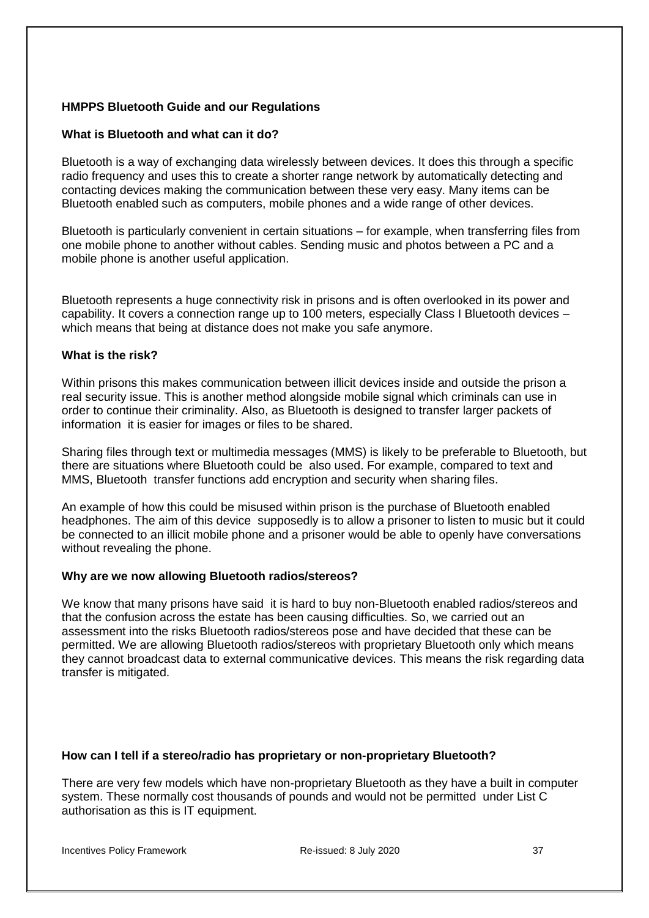**HMPPS Bluetooth Guide and our Regulations**

**What is Bluetooth and what can it do?**

Bluetooth is a way of exchanging data wirelessly between devices. It does this through a specific radio frequency and uses this to create a shorter range network by automatically detecting and contacting devices making the communication between these very easy. Many items can be Bluetooth enabled such as computers, mobile phones and a wide range of other devices.

Bluetooth is particularly convenient in certain situations – for example, when transferring files from one mobile phone to another without cables. Sending music and photos between a PC and a mobile phone is another useful application.

Bluetooth represents a huge connectivity risk in prisons and is often overlooked in its power and capability. It covers a connection range up to 100 meters, especially Class I Bluetooth devices – which means that being at distance does not make you safe anymore.

**What is the risk?**

Within prisons this makes communication between illicit devices inside and outside the prison a real security issue. This is another method alongside mobile signal which criminals can use in order to continue their criminality. Also, as Bluetooth is designed to transfer larger packets of information it is easier for images or files to be shared.

Sharing files through text or multimedia messages (MMS) is likely to be preferable to Bluetooth, but there are situations where Bluetooth could be also used. For example, compared to text and MMS, Bluetooth transfer functions add encryption and security when sharing files.

An example of how this could be misused within prison is the purchase of Bluetooth enabled headphones. The aim of this device supposedly is to allow a prisoner to listen to music but it could be connected to an illicit mobile phone and a prisoner would be able to openly have conversations without revealing the phone.

**Why are we now allowing Bluetooth radios/stereos?**

We know that many prisons have said it is hard to buy non-Bluetooth enabled radios/stereos and that the confusion across the estate has been causing difficulties. So, we carried out an assessment into the risks Bluetooth radios/stereos pose and have decided that these can be permitted. We are allowing Bluetooth radios/stereos with proprietary Bluetooth only which means they cannot broadcast data to external communicative devices. This means the risk regarding data transfer is mitigated.

**How can I tell if a stereo/radio has proprietary or non-proprietary Bluetooth?**

There are very few models which have non-proprietary Bluetooth as they have a built in computer system. These normally cost thousands of pounds and would not be permitted under List C authorisation as this is IT equipment.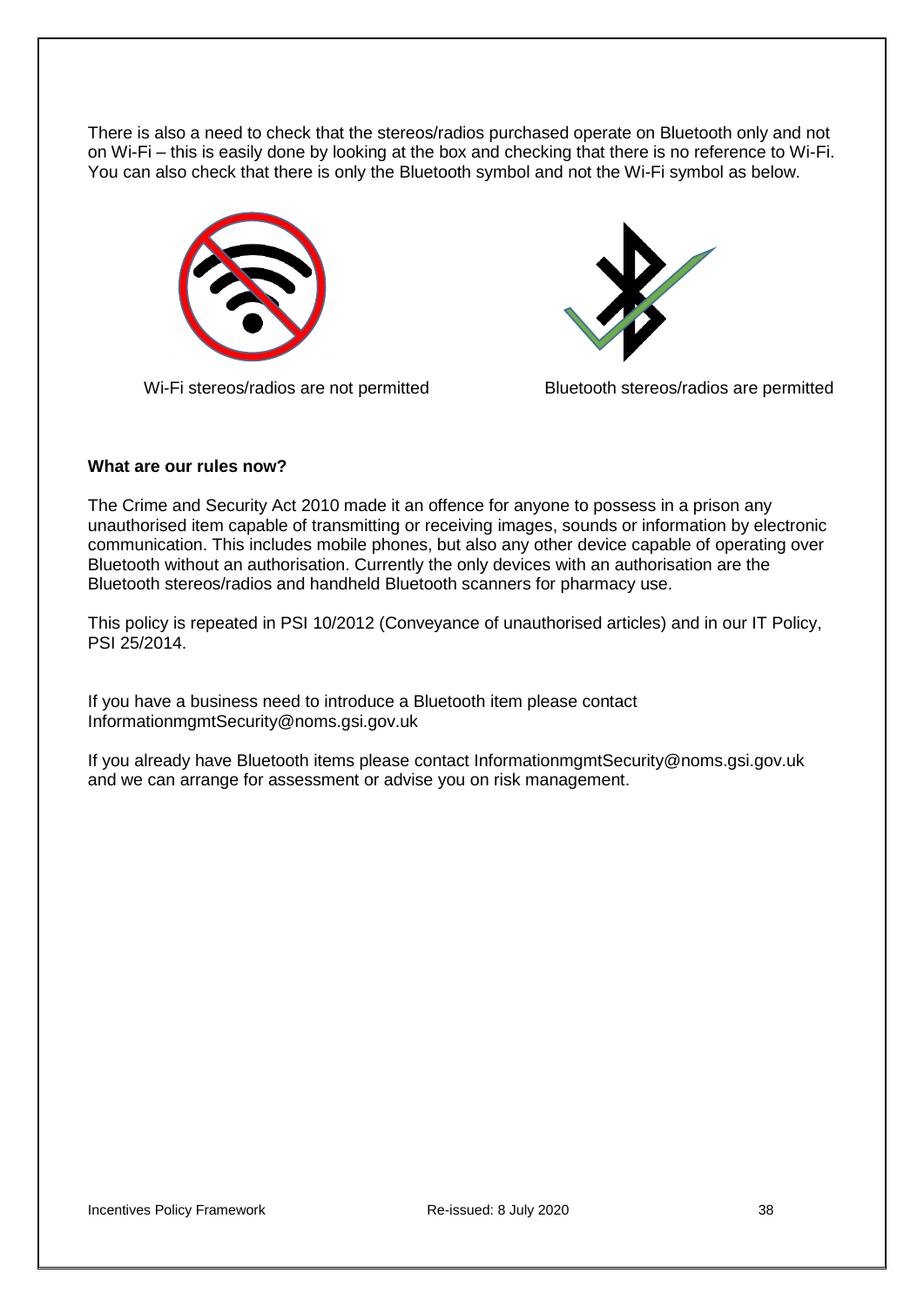There is also a need to check that the stereos/radios purchased operate on Bluetooth only and not on Wi-Fi – this is easily done by looking at the box and checking that there is no reference to Wi-Fi. You can also check that there is only the Bluetooth symbol and not the Wi-Fi symbol as below.

Wi-Fi stereos/radios are not permitted

Bluetooth stereos/radios are permitted

**What are our rules now?**

The Crime and Security Act 2010 made it an offence for anyone to possess in a prison any unauthorised item capable of transmitting or receiving images, sounds or information by electronic communication. This includes mobile phones, but also any other device capable of operating over Bluetooth without an authorisation. Currently the only devices with an authorisation are the Bluetooth stereos/radios and handheld Bluetooth scanners for pharmacy use.

This policy is repeated in PSI 10/2012 (Conveyance of unauthorised articles) and in our IT Policy, PSI 25/2014.

If you have a business need to introduce a Bluetooth item please contact InformationmgmtSecurity@noms.gsi.gov.uk

If you already have Bluetooth items please contact InformationmgmtSecurity@noms.gsi.gov.uk and we can arrange for assessment or advise you on risk management.